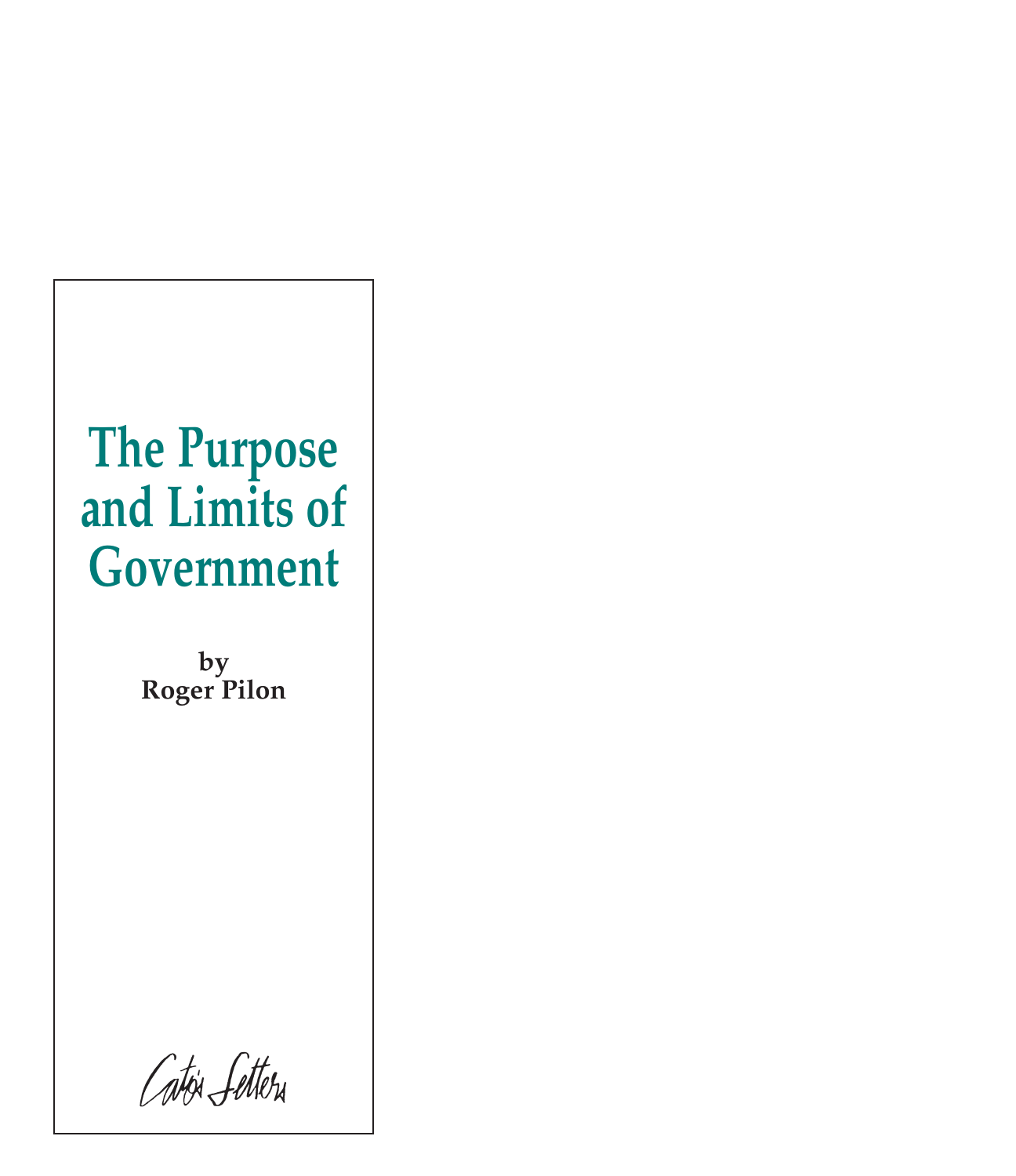# The Purpose and Limits of Government

**by**
**Roger Pilon**

Cato's Letters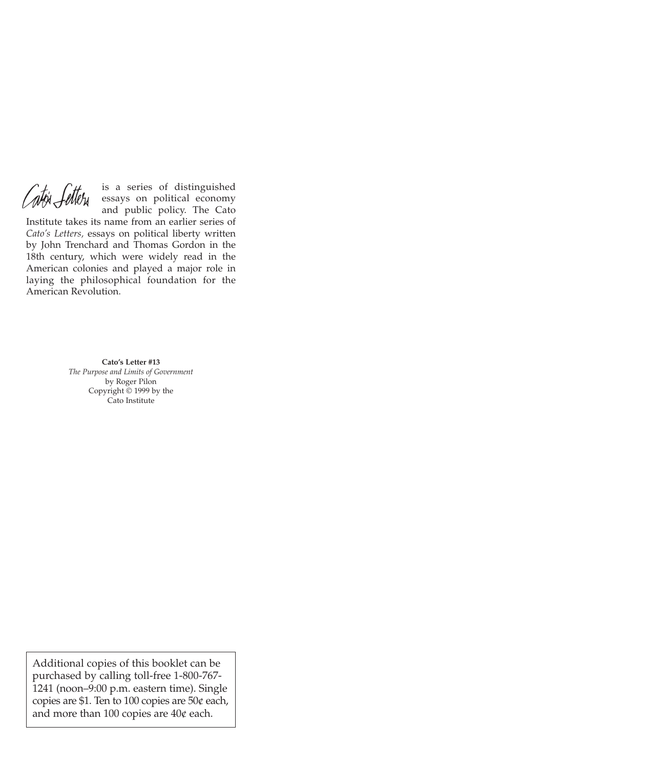*Cato's Letters* is a series of distinguished essays on political economy and public policy. The Cato Institute takes its name from an earlier series of *Cato's Letters,* essays on political liberty written by John Trenchard and Thomas Gordon in the 18th century, which were widely read in the American colonies and played a major role in laying the philosophical foundation for the American Revolution.

**Cato's Letter #13**
*The Purpose and Limits of Government*
by Roger Pilon
Copyright © 1999 by the
Cato Institute

Additional copies of this booklet can be purchased by calling toll-free 1-800-767-1241 (noon–9:00 p.m. eastern time). Single copies are $1. Ten to 100 copies are 50¢ each, and more than 100 copies are 40¢ each.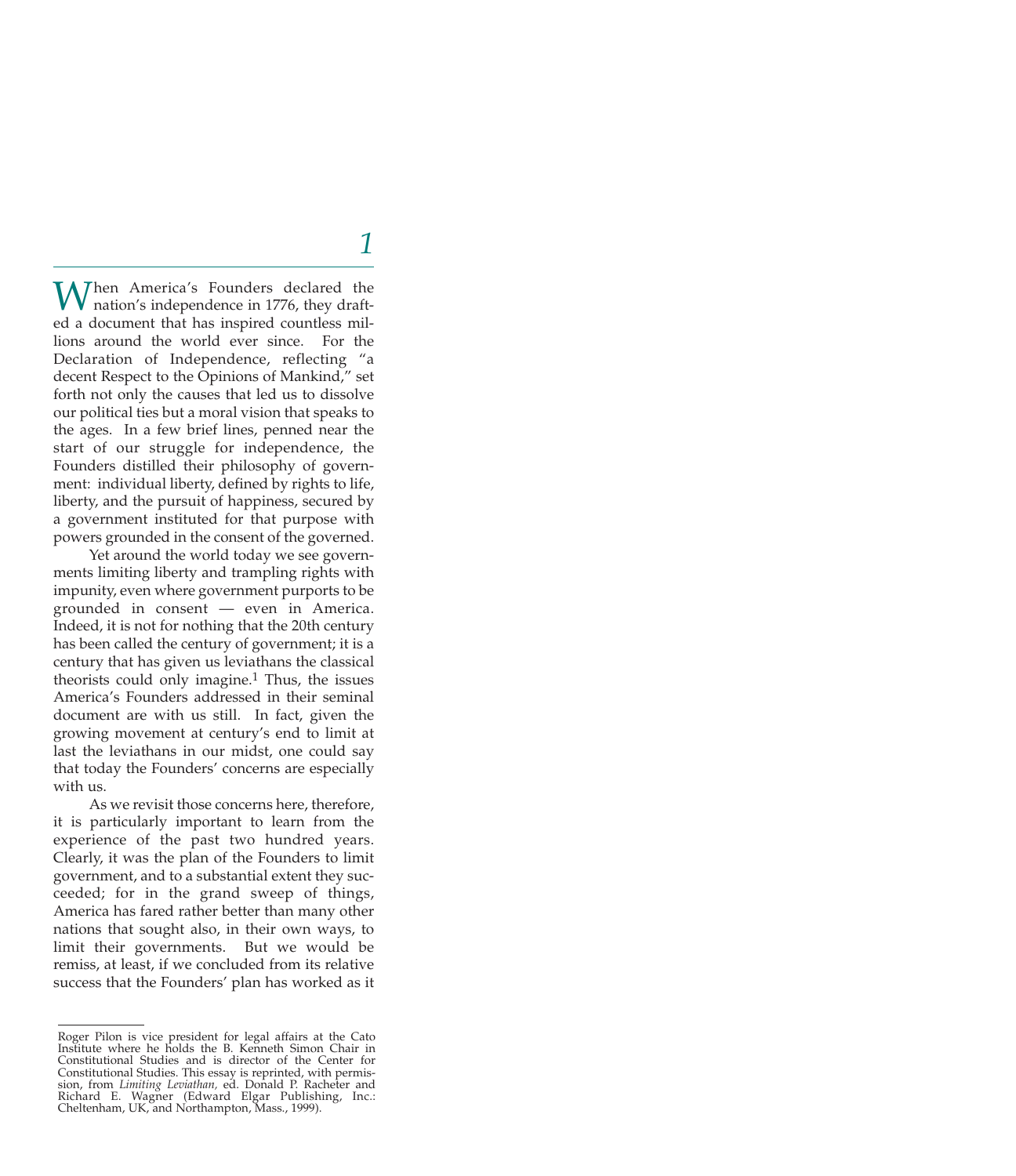# 1

When America's Founders declared the nation's independence in 1776, they drafted a document that has inspired countless millions around the world ever since. For the Declaration of Independence, reflecting "a decent Respect to the Opinions of Mankind," set forth not only the causes that led us to dissolve our political ties but a moral vision that speaks to the ages. In a few brief lines, penned near the start of our struggle for independence, the Founders distilled their philosophy of government: individual liberty, defined by rights to life, liberty, and the pursuit of happiness, secured by a government instituted for that purpose with powers grounded in the consent of the governed.

Yet around the world today we see governments limiting liberty and trampling rights with impunity, even where government purports to be grounded in consent — even in America. Indeed, it is not for nothing that the 20th century has been called the century of government; it is a century that has given us leviathans the classical theorists could only imagine.[1] Thus, the issues America's Founders addressed in their seminal document are with us still. In fact, given the growing movement at century's end to limit at last the leviathans in our midst, one could say that today the Founders' concerns are especially with us.

As we revisit those concerns here, therefore, it is particularly important to learn from the experience of the past two hundred years. Clearly, it was the plan of the Founders to limit government, and to a substantial extent they succeeded; for in the grand sweep of things, America has fared rather better than many other nations that sought also, in their own ways, to limit their governments. But we would be remiss, at least, if we concluded from its relative success that the Founders' plan has worked as it

---

Roger Pilon is vice president for legal affairs at the Cato Institute where he holds the B. Kenneth Simon Chair in Constitutional Studies and is director of the Center for Constitutional Studies. This essay is reprinted, with permission, from *Limiting Leviathan*, ed. Donald P. Racheter and Richard E. Wagner (Edward Elgar Publishing, Inc.: Cheltenham, UK, and Northampton, Mass., 1999).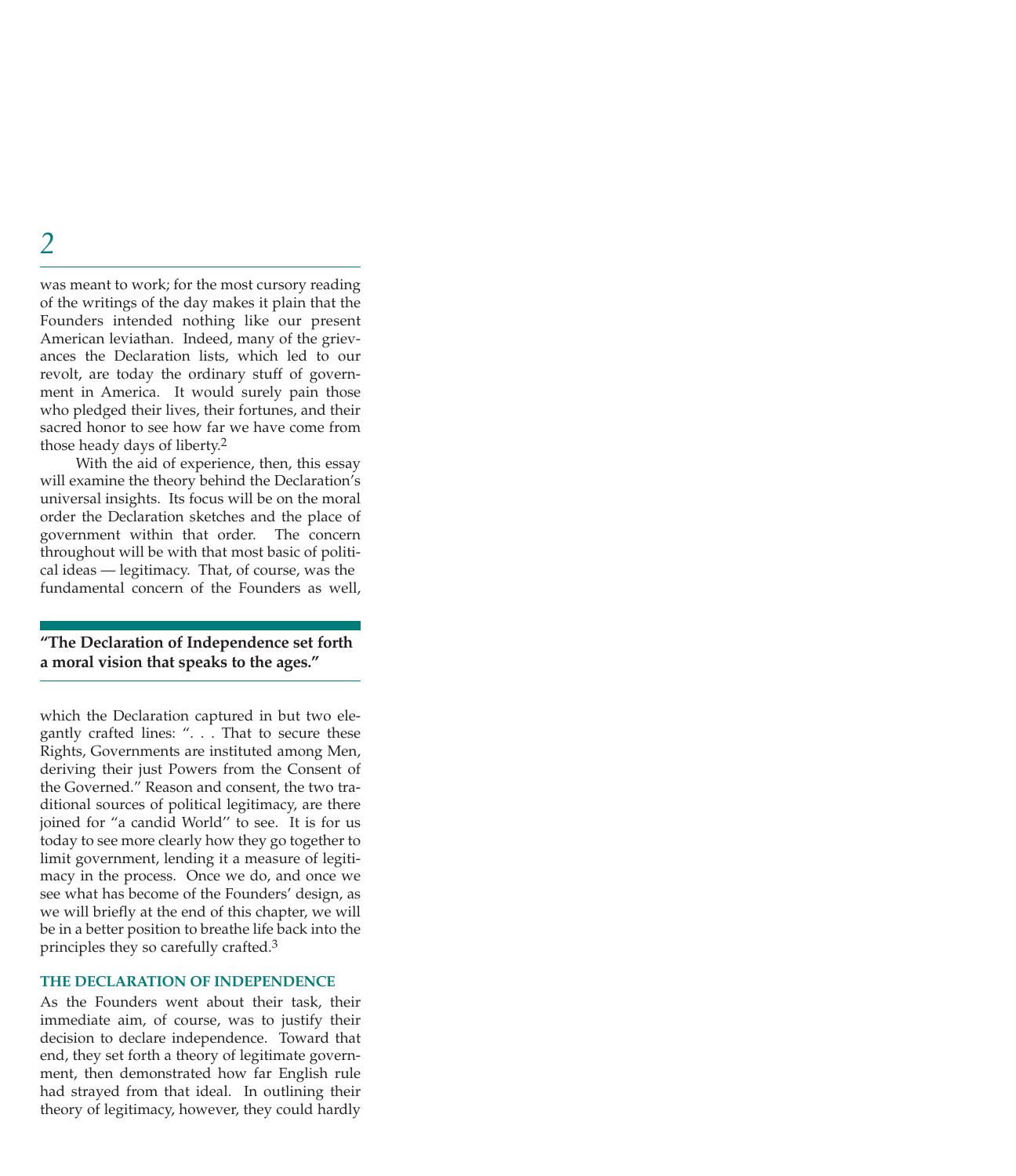was meant to work; for the most cursory reading of the writings of the day makes it plain that the Founders intended nothing like our present American leviathan. Indeed, many of the grievances the Declaration lists, which led to our revolt, are today the ordinary stuff of government in America. It would surely pain those who pledged their lives, their fortunes, and their sacred honor to see how far we have come from those heady days of liberty.[2]

With the aid of experience, then, this essay will examine the theory behind the Declaration's universal insights. Its focus will be on the moral order the Declaration sketches and the place of government within that order. The concern throughout will be with that most basic of political ideas — legitimacy. That, of course, was the fundamental concern of the Founders as well, which the Declaration captured in but two elegantly crafted lines: ". . . That to secure these Rights, Governments are instituted among Men, deriving their just Powers from the Consent of the Governed." Reason and consent, the two traditional sources of political legitimacy, are there joined for "a candid World" to see. It is for us today to see more clearly how they go together to limit government, lending it a measure of legitimacy in the process. Once we do, and once we see what has become of the Founders' design, as we will briefly at the end of this chapter, we will be in a better position to breathe life back into the principles they so carefully crafted.[3]

**"The Declaration of Independence set forth a moral vision that speaks to the ages."**

## THE DECLARATION OF INDEPENDENCE

As the Founders went about their task, their immediate aim, of course, was to justify their decision to declare independence. Toward that end, they set forth a theory of legitimate government, then demonstrated how far English rule had strayed from that ideal. In outlining their theory of legitimacy, however, they could hardly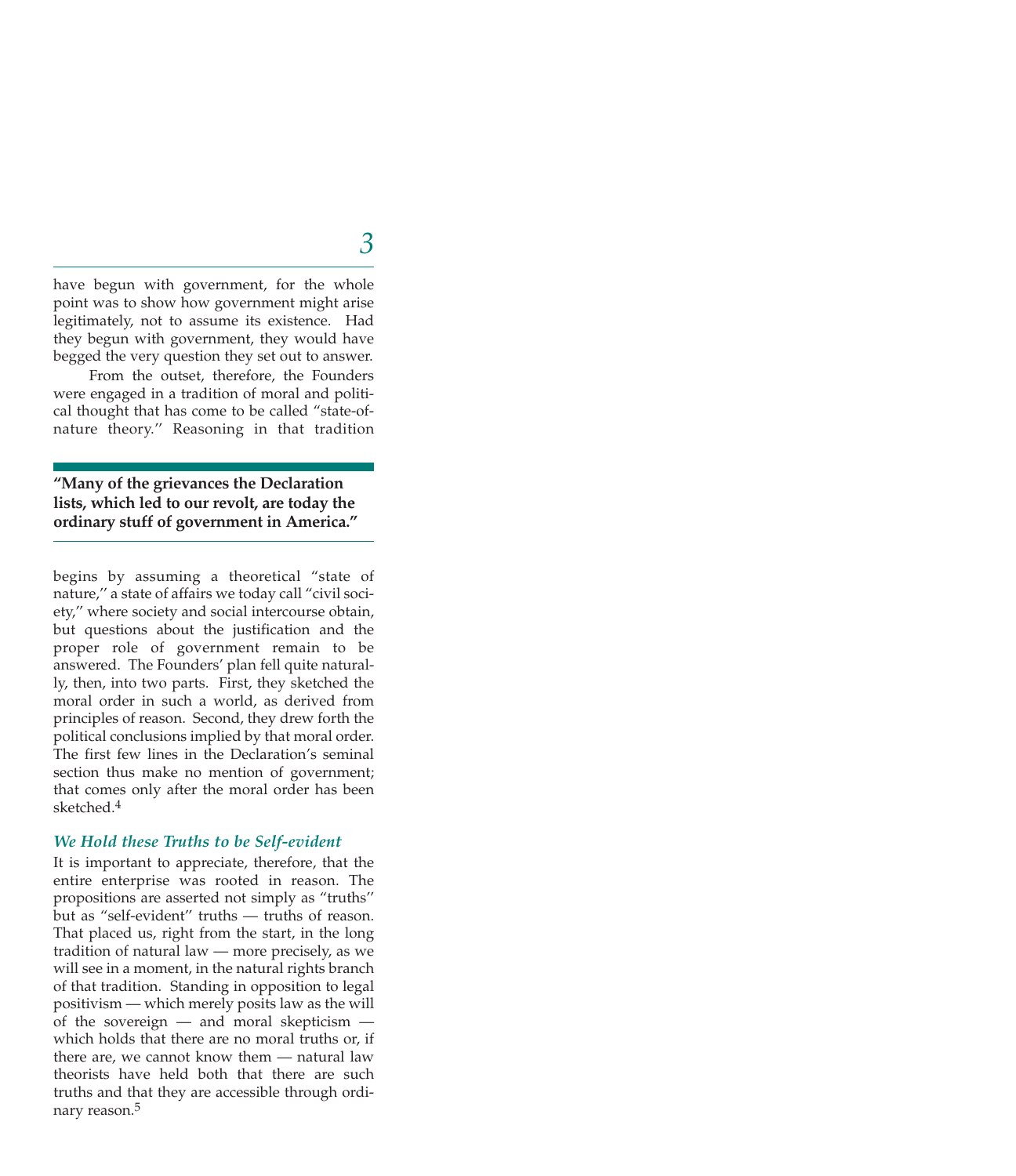have begun with government, for the whole point was to show how government might arise legitimately, not to assume its existence. Had they begun with government, they would have begged the very question they set out to answer.

From the outset, therefore, the Founders were engaged in a tradition of moral and political thought that has come to be called "state-of-nature theory." Reasoning in that tradition begins by assuming a theoretical "state of nature," a state of affairs we today call "civil society," where society and social intercourse obtain, but questions about the justification and the proper role of government remain to be answered. The Founders' plan fell quite naturally, then, into two parts. First, they sketched the moral order in such a world, as derived from principles of reason. Second, they drew forth the political conclusions implied by that moral order. The first few lines in the Declaration's seminal section thus make no mention of government; that comes only after the moral order has been sketched.[4]

> **"Many of the grievances the Declaration lists, which led to our revolt, are today the ordinary stuff of government in America."**

### *We Hold these Truths to be Self-evident*

It is important to appreciate, therefore, that the entire enterprise was rooted in reason. The propositions are asserted not simply as "truths" but as "self-evident" truths — truths of reason. That placed us, right from the start, in the long tradition of natural law — more precisely, as we will see in a moment, in the natural rights branch of that tradition. Standing in opposition to legal positivism — which merely posits law as the will of the sovereign — and moral skepticism — which holds that there are no moral truths or, if there are, we cannot know them — natural law theorists have held both that there are such truths and that they are accessible through ordinary reason.[5]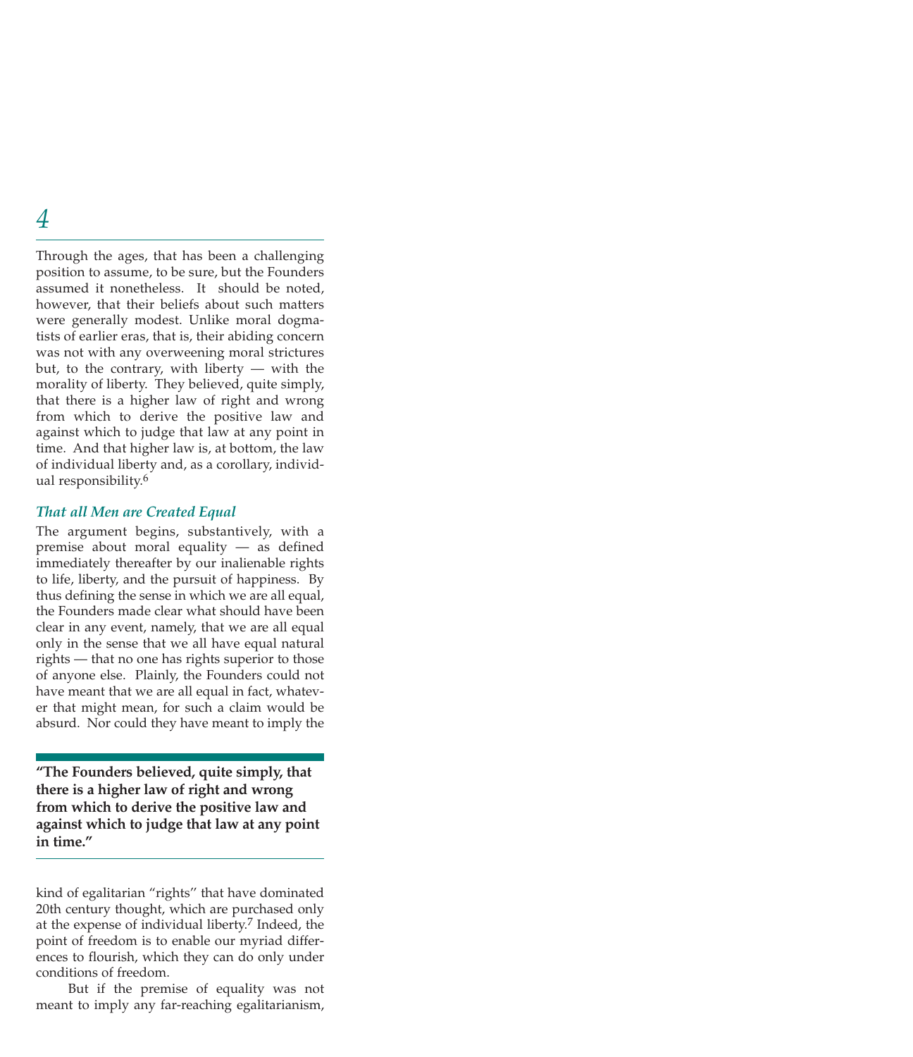Through the ages, that has been a challenging position to assume, to be sure, but the Founders assumed it nonetheless. It should be noted, however, that their beliefs about such matters were generally modest. Unlike moral dogmatists of earlier eras, that is, their abiding concern was not with any overweening moral strictures but, to the contrary, with liberty — with the morality of liberty. They believed, quite simply, that there is a higher law of right and wrong from which to derive the positive law and against which to judge that law at any point in time. And that higher law is, at bottom, the law of individual liberty and, as a corollary, individual responsibility.[6]

### *That all Men are Created Equal*

The argument begins, substantively, with a premise about moral equality — as defined immediately thereafter by our inalienable rights to life, liberty, and the pursuit of happiness. By thus defining the sense in which we are all equal, the Founders made clear what should have been clear in any event, namely, that we are all equal only in the sense that we all have equal natural rights — that no one has rights superior to those of anyone else. Plainly, the Founders could not have meant that we are all equal in fact, whatever that might mean, for such a claim would be absurd. Nor could they have meant to imply the kind of egalitarian "rights" that have dominated 20th century thought, which are purchased only at the expense of individual liberty.[7] Indeed, the point of freedom is to enable our myriad differences to flourish, which they can do only under conditions of freedom.

**"The Founders believed, quite simply, that there is a higher law of right and wrong from which to derive the positive law and against which to judge that law at any point in time."**

But if the premise of equality was not meant to imply any far-reaching egalitarianism,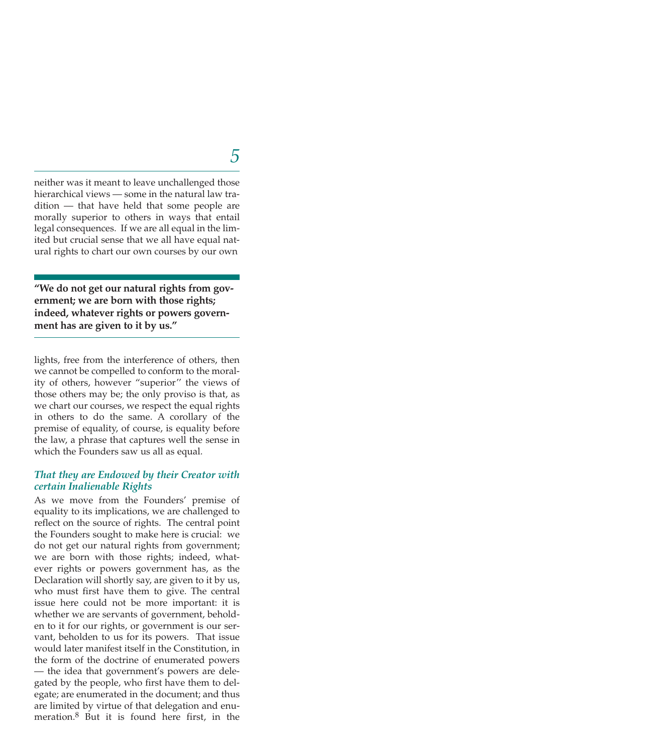neither was it meant to leave unchallenged those hierarchical views — some in the natural law tradition — that have held that some people are morally superior to others in ways that entail legal consequences. If we are all equal in the limited but crucial sense that we all have equal natural rights to chart our own courses by our own lights, free from the interference of others, then we cannot be compelled to conform to the morality of others, however "superior" the views of those others may be; the only proviso is that, as we chart our courses, we respect the equal rights in others to do the same. A corollary of the premise of equality, of course, is equality before the law, a phrase that captures well the sense in which the Founders saw us all as equal.

**"We do not get our natural rights from government; we are born with those rights; indeed, whatever rights or powers government has are given to it by us."**

### *That they are Endowed by their Creator with certain Inalienable Rights*

As we move from the Founders' premise of equality to its implications, we are challenged to reflect on the source of rights. The central point the Founders sought to make here is crucial: we do not get our natural rights from government; we are born with those rights; indeed, whatever rights or powers government has, as the Declaration will shortly say, are given to it by us, who must first have them to give. The central issue here could not be more important: it is whether we are servants of government, beholden to it for our rights, or government is our servant, beholden to us for its powers. That issue would later manifest itself in the Constitution, in the form of the doctrine of enumerated powers — the idea that government's powers are delegated by the people, who first have them to delegate; are enumerated in the document; and thus are limited by virtue of that delegation and enumeration.[8] But it is found here first, in the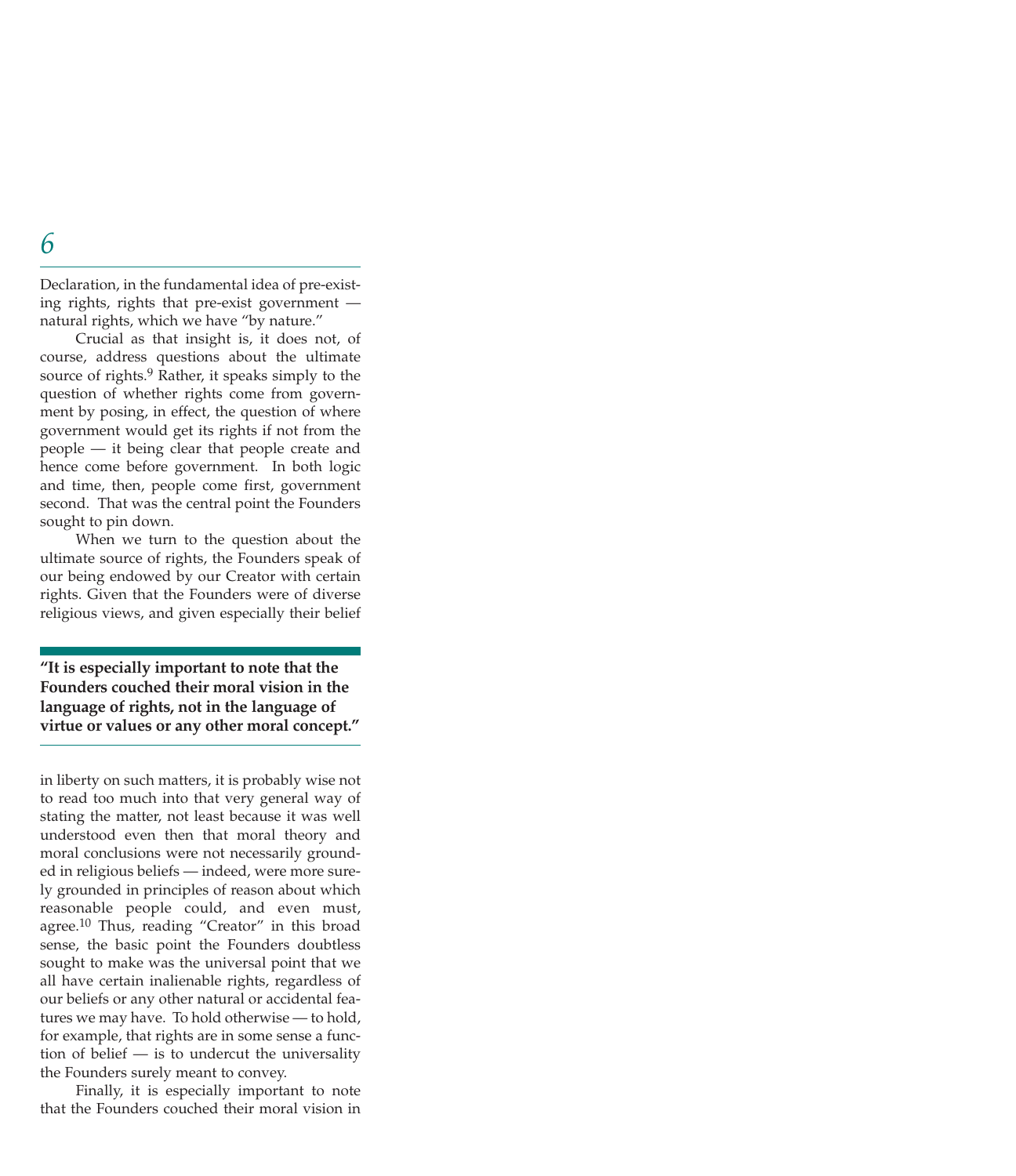Declaration, in the fundamental idea of pre-existing rights, rights that pre-exist government — natural rights, which we have "by nature."

Crucial as that insight is, it does not, of course, address questions about the ultimate source of rights.[9] Rather, it speaks simply to the question of whether rights come from government by posing, in effect, the question of where government would get its rights if not from the people — it being clear that people create and hence come before government. In both logic and time, then, people come first, government second. That was the central point the Founders sought to pin down.

When we turn to the question about the ultimate source of rights, the Founders speak of our being endowed by our Creator with certain rights. Given that the Founders were of diverse religious views, and given especially their belief in liberty on such matters, it is probably wise not to read too much into that very general way of stating the matter, not least because it was well understood even then that moral theory and moral conclusions were not necessarily grounded in religious beliefs — indeed, were more surely grounded in principles of reason about which reasonable people could, and even must, agree.[10] Thus, reading "Creator" in this broad sense, the basic point the Founders doubtless sought to make was the universal point that we all have certain inalienable rights, regardless of our beliefs or any other natural or accidental features we may have. To hold otherwise — to hold, for example, that rights are in some sense a function of belief — is to undercut the universality the Founders surely meant to convey.

> **"It is especially important to note that the Founders couched their moral vision in the language of rights, not in the language of virtue or values or any other moral concept."**

Finally, it is especially important to note that the Founders couched their moral vision in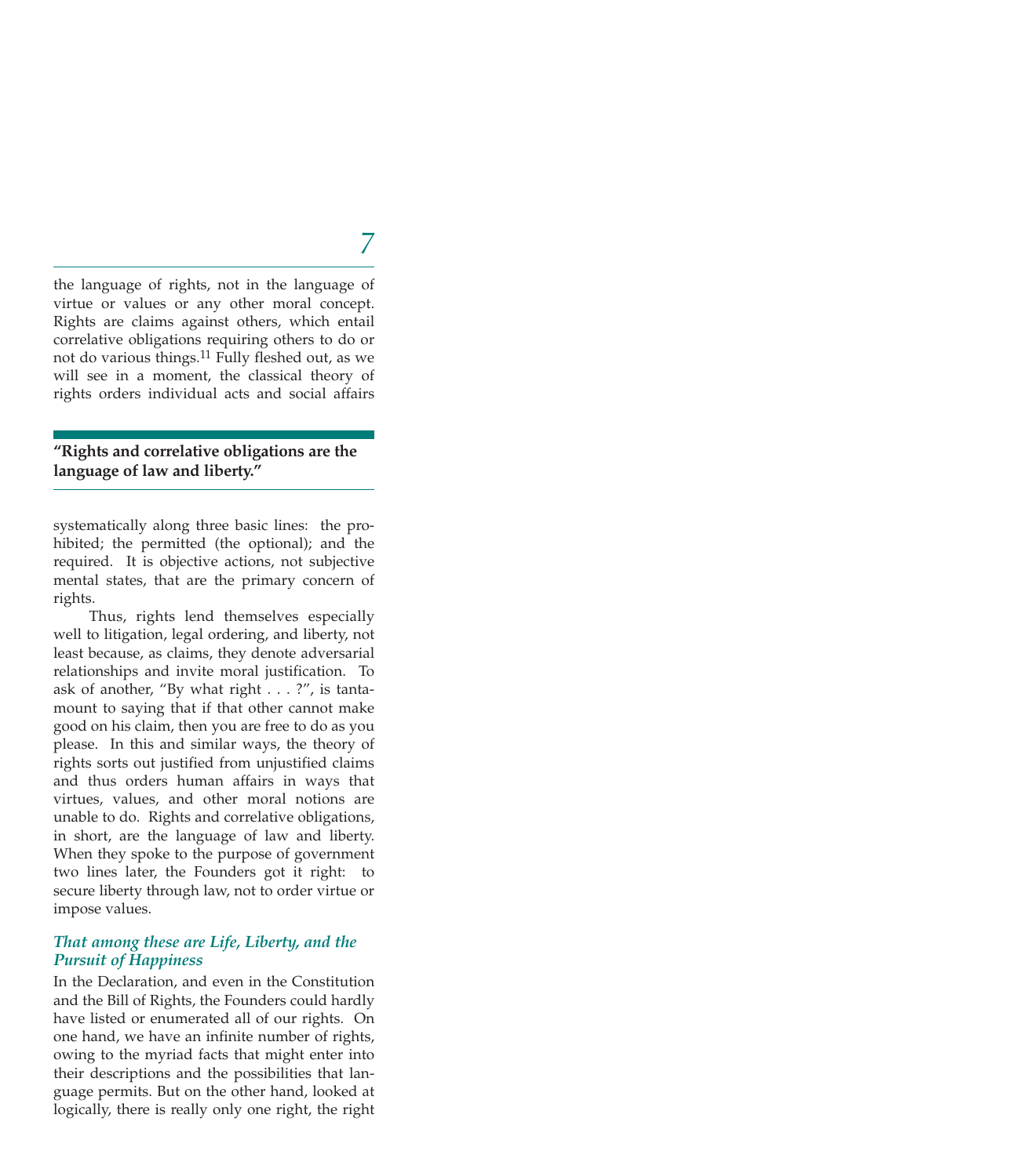the language of rights, not in the language of virtue or values or any other moral concept. Rights are claims against others, which entail correlative obligations requiring others to do or not do various things.[11] Fully fleshed out, as we will see in a moment, the classical theory of rights orders individual acts and social affairs systematically along three basic lines: the prohibited; the permitted (the optional); and the required. It is objective actions, not subjective mental states, that are the primary concern of rights.

**"Rights and correlative obligations are the language of law and liberty."**

Thus, rights lend themselves especially well to litigation, legal ordering, and liberty, not least because, as claims, they denote adversarial relationships and invite moral justification. To ask of another, "By what right . . . ?", is tantamount to saying that if that other cannot make good on his claim, then you are free to do as you please. In this and similar ways, the theory of rights sorts out justified from unjustified claims and thus orders human affairs in ways that virtues, values, and other moral notions are unable to do. Rights and correlative obligations, in short, are the language of law and liberty. When they spoke to the purpose of government two lines later, the Founders got it right: to secure liberty through law, not to order virtue or impose values.

### *That among these are Life, Liberty, and the Pursuit of Happiness*

In the Declaration, and even in the Constitution and the Bill of Rights, the Founders could hardly have listed or enumerated all of our rights. On one hand, we have an infinite number of rights, owing to the myriad facts that might enter into their descriptions and the possibilities that language permits. But on the other hand, looked at logically, there is really only one right, the right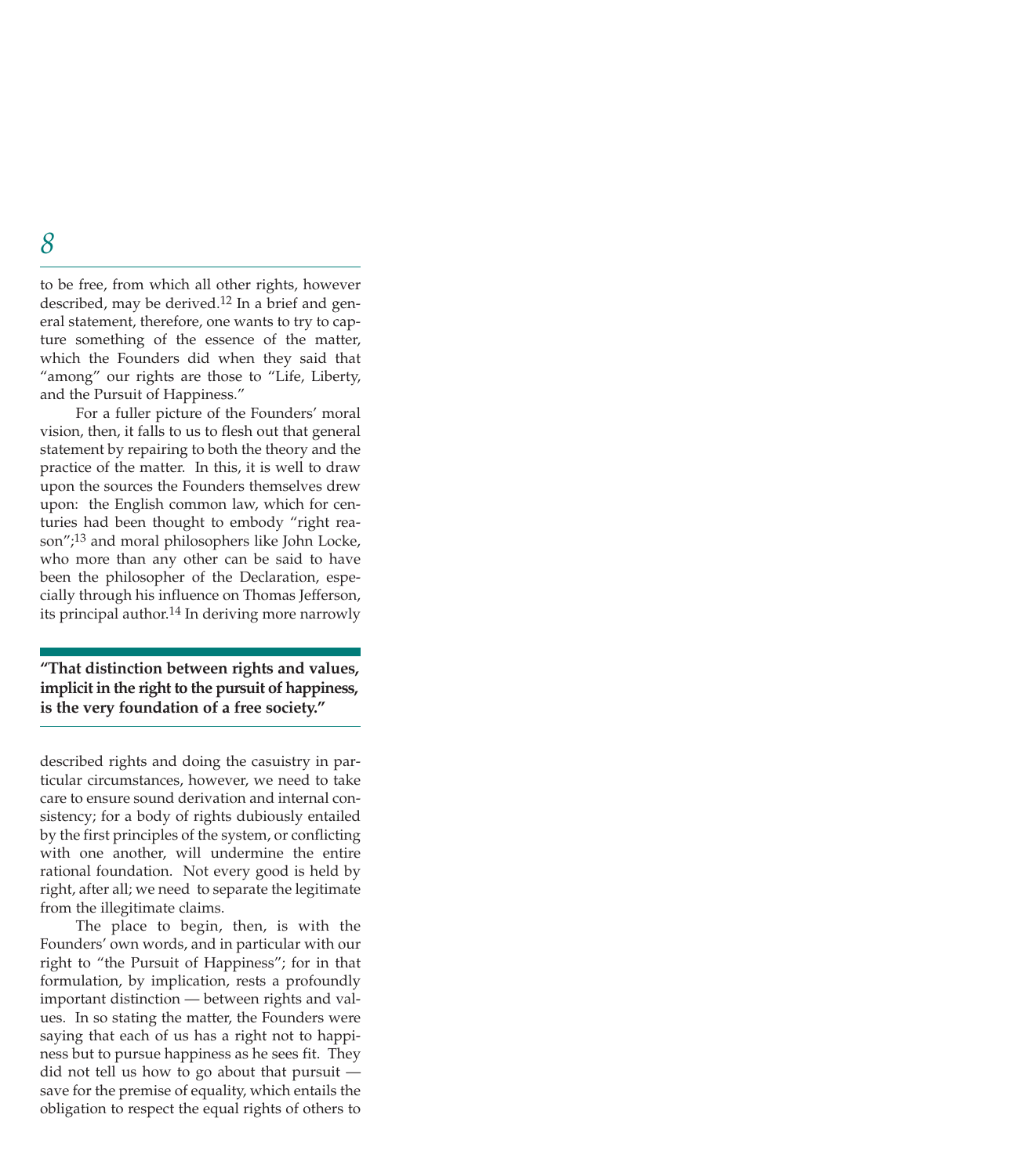to be free, from which all other rights, however described, may be derived.[12] In a brief and general statement, therefore, one wants to try to capture something of the essence of the matter, which the Founders did when they said that "among" our rights are those to "Life, Liberty, and the Pursuit of Happiness."

For a fuller picture of the Founders' moral vision, then, it falls to us to flesh out that general statement by repairing to both the theory and the practice of the matter. In this, it is well to draw upon the sources the Founders themselves drew upon: the English common law, which for centuries had been thought to embody "right reason";[13] and moral philosophers like John Locke, who more than any other can be said to have been the philosopher of the Declaration, especially through his influence on Thomas Jefferson, its principal author.[14] In deriving more narrowly described rights and doing the casuistry in particular circumstances, however, we need to take care to ensure sound derivation and internal consistency; for a body of rights dubiously entailed by the first principles of the system, or conflicting with one another, will undermine the entire rational foundation. Not every good is held by right, after all; we need to separate the legitimate from the illegitimate claims.

**"That distinction between rights and values, implicit in the right to the pursuit of happiness, is the very foundation of a free society."**

The place to begin, then, is with the Founders' own words, and in particular with our right to "the Pursuit of Happiness"; for in that formulation, by implication, rests a profoundly important distinction — between rights and values. In so stating the matter, the Founders were saying that each of us has a right not to happiness but to pursue happiness as he sees fit. They did not tell us how to go about that pursuit — save for the premise of equality, which entails the obligation to respect the equal rights of others to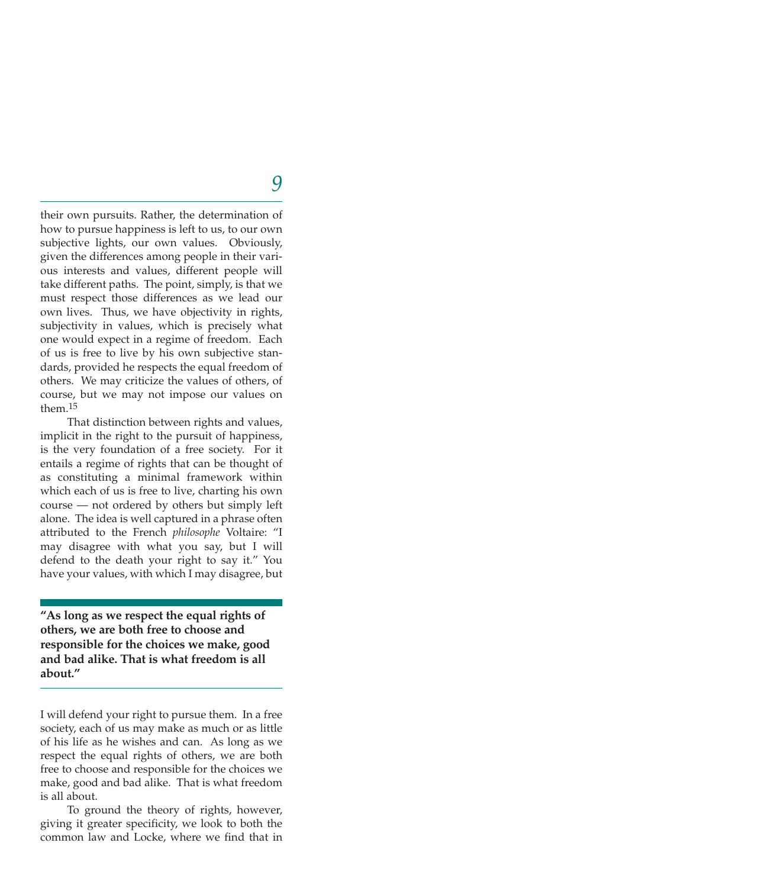their own pursuits. Rather, the determination of how to pursue happiness is left to us, to our own subjective lights, our own values. Obviously, given the differences among people in their various interests and values, different people will take different paths. The point, simply, is that we must respect those differences as we lead our own lives. Thus, we have objectivity in rights, subjectivity in values, which is precisely what one would expect in a regime of freedom. Each of us is free to live by his own subjective standards, provided he respects the equal freedom of others. We may criticize the values of others, of course, but we may not impose our values on them.[15]

That distinction between rights and values, implicit in the right to the pursuit of happiness, is the very foundation of a free society. For it entails a regime of rights that can be thought of as constituting a minimal framework within which each of us is free to live, charting his own course — not ordered by others but simply left alone. The idea is well captured in a phrase often attributed to the French *philosophe* Voltaire: "I may disagree with what you say, but I will defend to the death your right to say it." You have your values, with which I may disagree, but I will defend your right to pursue them. In a free society, each of us may make as much or as little of his life as he wishes and can. As long as we respect the equal rights of others, we are both free to choose and responsible for the choices we make, good and bad alike. That is what freedom is all about.

**"As long as we respect the equal rights of others, we are both free to choose and responsible for the choices we make, good and bad alike. That is what freedom is all about."**

To ground the theory of rights, however, giving it greater specificity, we look to both the common law and Locke, where we find that in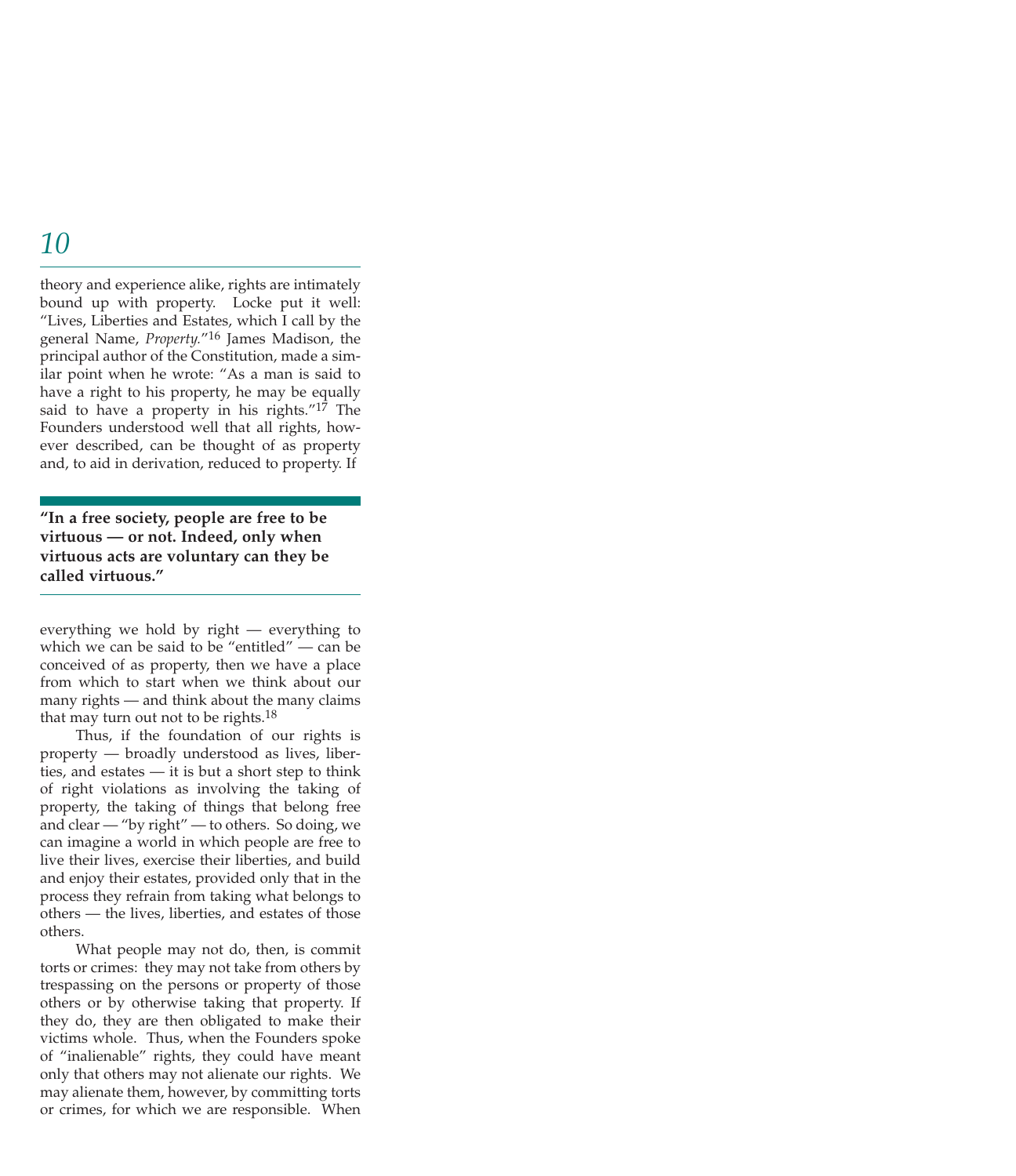theory and experience alike, rights are intimately bound up with property. Locke put it well: "Lives, Liberties and Estates, which I call by the general Name, *Property.*"[16] James Madison, the principal author of the Constitution, made a similar point when he wrote: "As a man is said to have a right to his property, he may be equally said to have a property in his rights."[17] The Founders understood well that all rights, however described, can be thought of as property and, to aid in derivation, reduced to property. If everything we hold by right — everything to which we can be said to be "entitled" — can be conceived of as property, then we have a place from which to start when we think about our many rights — and think about the many claims that may turn out not to be rights.[18]

> **"In a free society, people are free to be virtuous — or not. Indeed, only when virtuous acts are voluntary can they be called virtuous."**

Thus, if the foundation of our rights is property — broadly understood as lives, liberties, and estates — it is but a short step to think of right violations as involving the taking of property, the taking of things that belong free and clear — "by right" — to others. So doing, we can imagine a world in which people are free to live their lives, exercise their liberties, and build and enjoy their estates, provided only that in the process they refrain from taking what belongs to others — the lives, liberties, and estates of those others.

What people may not do, then, is commit torts or crimes: they may not take from others by trespassing on the persons or property of those others or by otherwise taking that property. If they do, they are then obligated to make their victims whole. Thus, when the Founders spoke of "inalienable" rights, they could have meant only that others may not alienate our rights. We may alienate them, however, by committing torts or crimes, for which we are responsible. When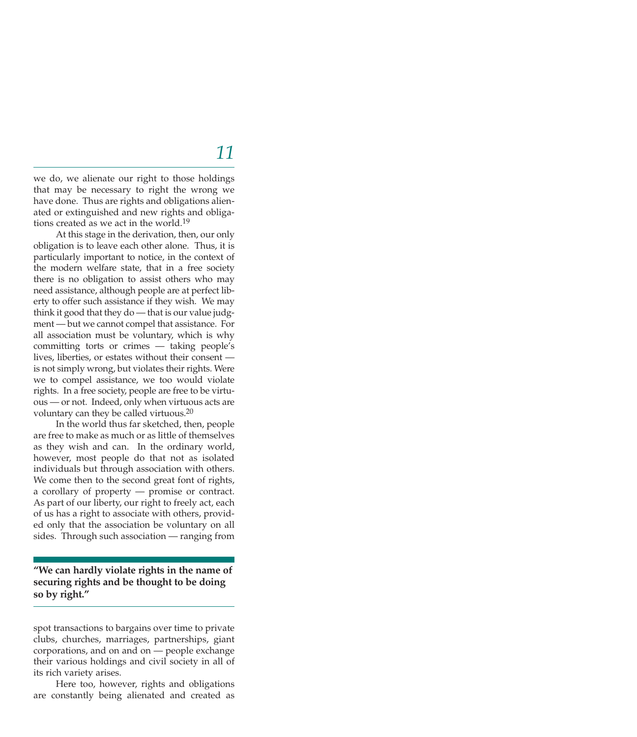we do, we alienate our right to those holdings that may be necessary to right the wrong we have done. Thus are rights and obligations alienated or extinguished and new rights and obligations created as we act in the world.[19]

At this stage in the derivation, then, our only obligation is to leave each other alone. Thus, it is particularly important to notice, in the context of the modern welfare state, that in a free society there is no obligation to assist others who may need assistance, although people are at perfect liberty to offer such assistance if they wish. We may think it good that they do — that is our value judgment — but we cannot compel that assistance. For all association must be voluntary, which is why committing torts or crimes — taking people's lives, liberties, or estates without their consent — is not simply wrong, but violates their rights. Were we to compel assistance, we too would violate rights. In a free society, people are free to be virtuous — or not. Indeed, only when virtuous acts are voluntary can they be called virtuous.[20]

In the world thus far sketched, then, people are free to make as much or as little of themselves as they wish and can. In the ordinary world, however, most people do that not as isolated individuals but through association with others. We come then to the second great font of rights, a corollary of property — promise or contract. As part of our liberty, our right to freely act, each of us has a right to associate with others, provided only that the association be voluntary on all sides. Through such association — ranging from spot transactions to bargains over time to private clubs, churches, marriages, partnerships, giant corporations, and on and on — people exchange their various holdings and civil society in all of its rich variety arises.

**"We can hardly violate rights in the name of securing rights and be thought to be doing so by right."**

Here too, however, rights and obligations are constantly being alienated and created as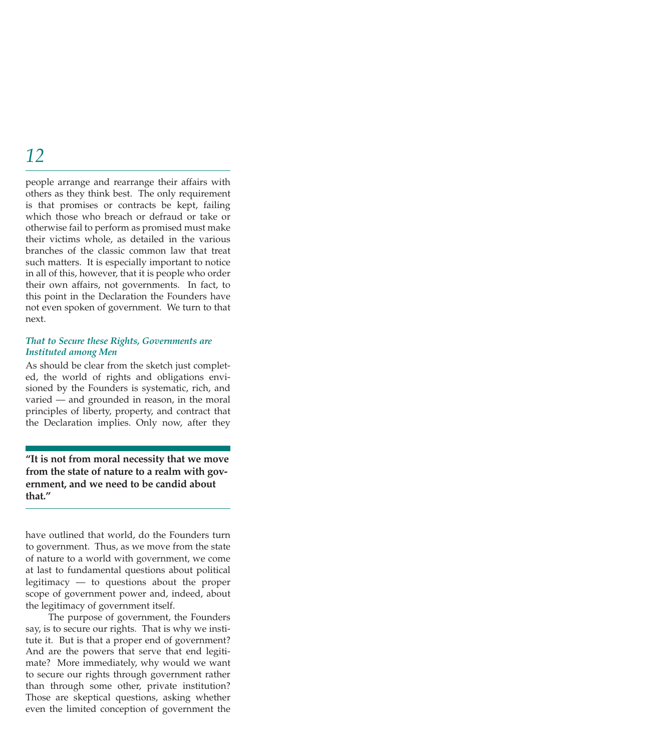people arrange and rearrange their affairs with others as they think best. The only requirement is that promises or contracts be kept, failing which those who breach or defraud or take or otherwise fail to perform as promised must make their victims whole, as detailed in the various branches of the classic common law that treat such matters. It is especially important to notice in all of this, however, that it is people who order their own affairs, not governments. In fact, to this point in the Declaration the Founders have not even spoken of government. We turn to that next.

### *That to Secure these Rights, Governments are Instituted among Men*

As should be clear from the sketch just completed, the world of rights and obligations envisioned by the Founders is systematic, rich, and varied — and grounded in reason, in the moral principles of liberty, property, and contract that the Declaration implies. Only now, after they have outlined that world, do the Founders turn to government. Thus, as we move from the state of nature to a world with government, we come at last to fundamental questions about political legitimacy — to questions about the proper scope of government power and, indeed, about the legitimacy of government itself.

> **"It is not from moral necessity that we move from the state of nature to a realm with government, and we need to be candid about that."**

The purpose of government, the Founders say, is to secure our rights. That is why we institute it. But is that a proper end of government? And are the powers that serve that end legitimate? More immediately, why would we want to secure our rights through government rather than through some other, private institution? Those are skeptical questions, asking whether even the limited conception of government the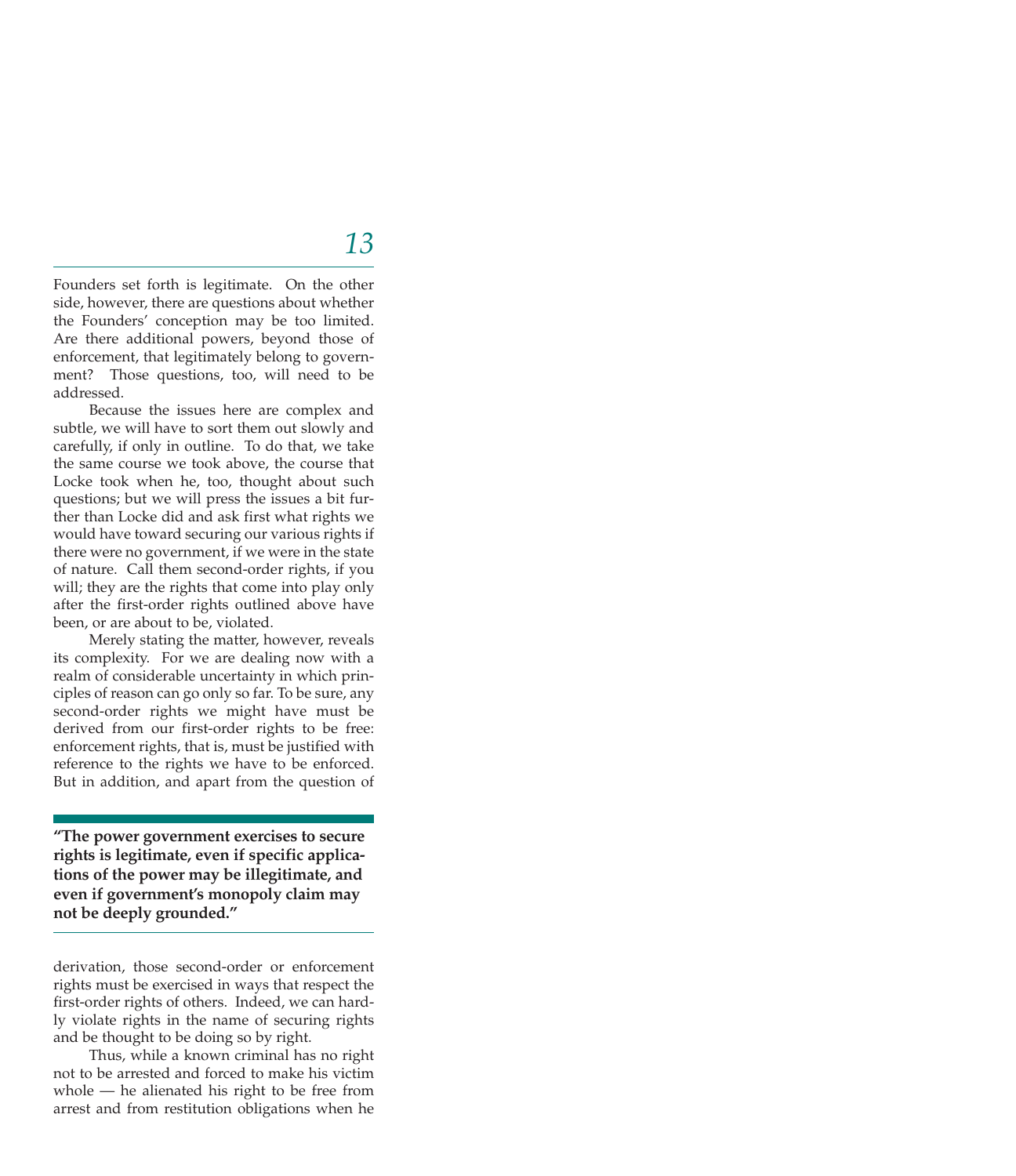Founders set forth is legitimate. On the other side, however, there are questions about whether the Founders' conception may be too limited. Are there additional powers, beyond those of enforcement, that legitimately belong to government? Those questions, too, will need to be addressed.

Because the issues here are complex and subtle, we will have to sort them out slowly and carefully, if only in outline. To do that, we take the same course we took above, the course that Locke took when he, too, thought about such questions; but we will press the issues a bit further than Locke did and ask first what rights we would have toward securing our various rights if there were no government, if we were in the state of nature. Call them second-order rights, if you will; they are the rights that come into play only after the first-order rights outlined above have been, or are about to be, violated.

Merely stating the matter, however, reveals its complexity. For we are dealing now with a realm of considerable uncertainty in which principles of reason can go only so far. To be sure, any second-order rights we might have must be derived from our first-order rights to be free: enforcement rights, that is, must be justified with reference to the rights we have to be enforced. But in addition, and apart from the question of derivation, those second-order or enforcement rights must be exercised in ways that respect the first-order rights of others. Indeed, we can hardly violate rights in the name of securing rights and be thought to be doing so by right.

**"The power government exercises to secure rights is legitimate, even if specific applications of the power may be illegitimate, and even if government's monopoly claim may not be deeply grounded."**

Thus, while a known criminal has no right not to be arrested and forced to make his victim whole — he alienated his right to be free from arrest and from restitution obligations when he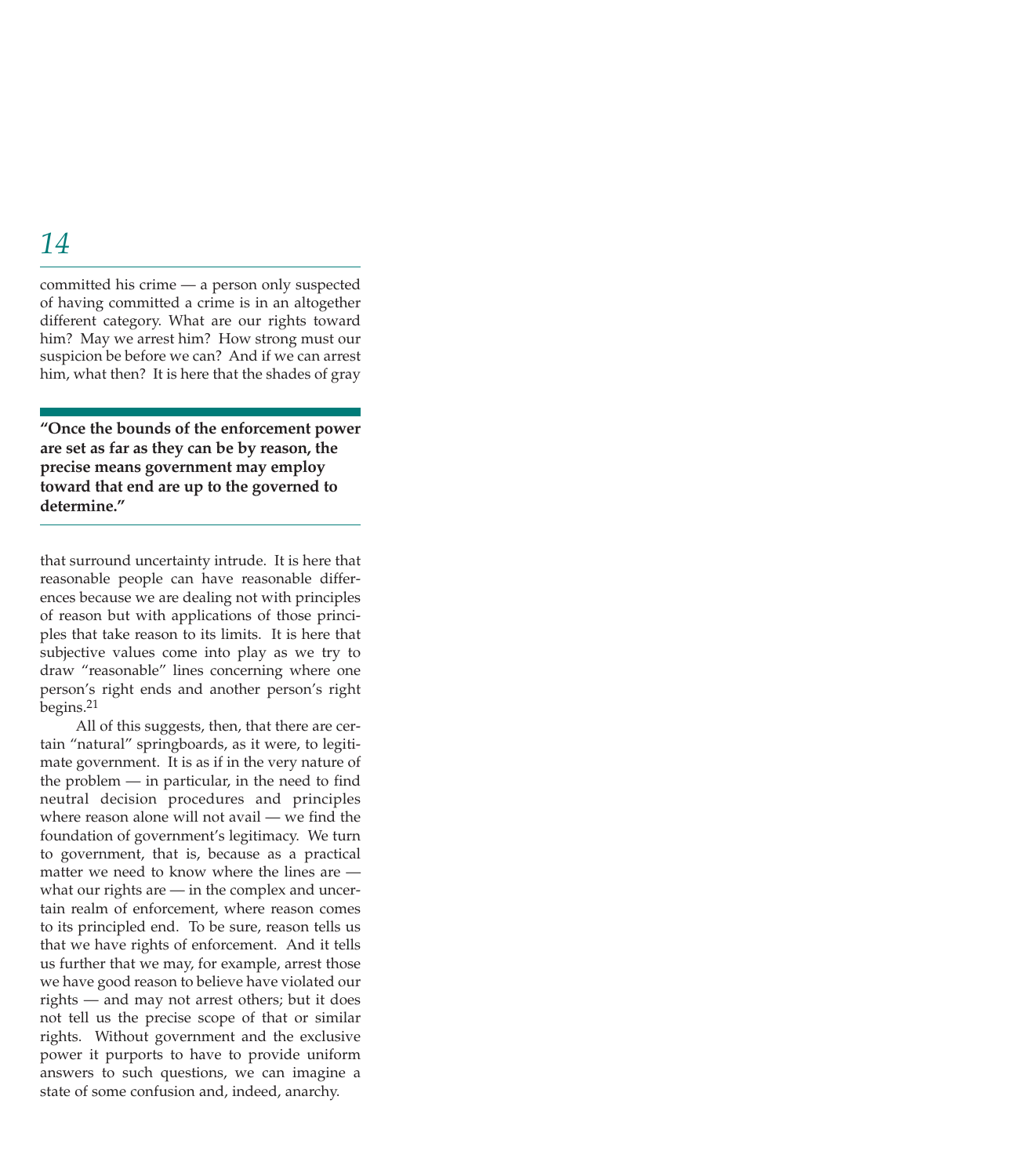committed his crime — a person only suspected of having committed a crime is in an altogether different category. What are our rights toward him? May we arrest him? How strong must our suspicion be before we can? And if we can arrest him, what then? It is here that the shades of gray that surround uncertainty intrude. It is here that reasonable people can have reasonable differences because we are dealing not with principles of reason but with applications of those principles that take reason to its limits. It is here that subjective values come into play as we try to draw "reasonable" lines concerning where one person's right ends and another person's right begins.[21]

> **"Once the bounds of the enforcement power are set as far as they can be by reason, the precise means government may employ toward that end are up to the governed to determine."**

All of this suggests, then, that there are certain "natural" springboards, as it were, to legitimate government. It is as if in the very nature of the problem — in particular, in the need to find neutral decision procedures and principles where reason alone will not avail — we find the foundation of government's legitimacy. We turn to government, that is, because as a practical matter we need to know where the lines are — what our rights are — in the complex and uncertain realm of enforcement, where reason comes to its principled end. To be sure, reason tells us that we have rights of enforcement. And it tells us further that we may, for example, arrest those we have good reason to believe have violated our rights — and may not arrest others; but it does not tell us the precise scope of that or similar rights. Without government and the exclusive power it purports to have to provide uniform answers to such questions, we can imagine a state of some confusion and, indeed, anarchy.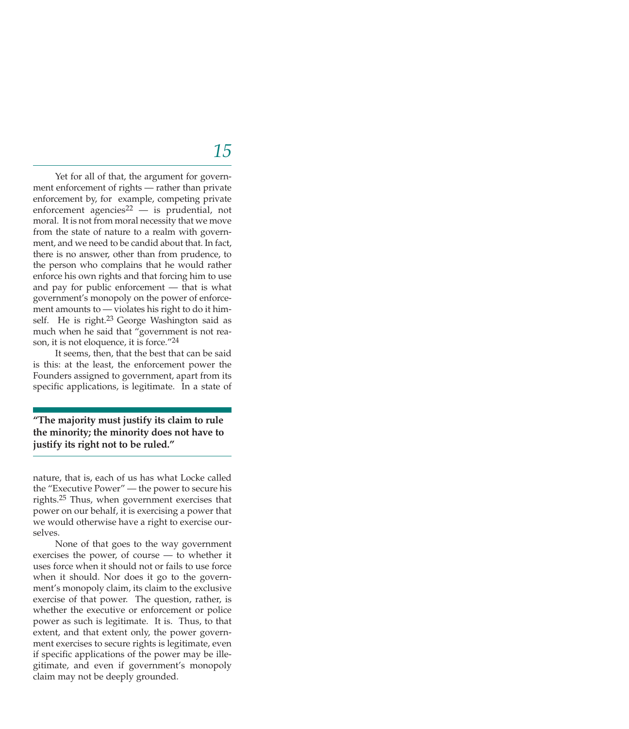Yet for all of that, the argument for government enforcement of rights — rather than private enforcement by, for example, competing private enforcement agencies[22] — is prudential, not moral. It is not from moral necessity that we move from the state of nature to a realm with government, and we need to be candid about that. In fact, there is no answer, other than from prudence, to the person who complains that he would rather enforce his own rights and that forcing him to use and pay for public enforcement — that is what government's monopoly on the power of enforcement amounts to — violates his right to do it himself. He is right.[23] George Washington said as much when he said that "government is not reason, it is not eloquence, it is force."[24]

It seems, then, that the best that can be said is this: at the least, the enforcement power the Founders assigned to government, apart from its specific applications, is legitimate. In a state of nature, that is, each of us has what Locke called the "Executive Power" — the power to secure his rights.[25] Thus, when government exercises that power on our behalf, it is exercising a power that we would otherwise have a right to exercise ourselves.

**"The majority must justify its claim to rule the minority; the minority does not have to justify its right not to be ruled."**

None of that goes to the way government exercises the power, of course — to whether it uses force when it should not or fails to use force when it should. Nor does it go to the government's monopoly claim, its claim to the exclusive exercise of that power. The question, rather, is whether the executive or enforcement or police power as such is legitimate. It is. Thus, to that extent, and that extent only, the power government exercises to secure rights is legitimate, even if specific applications of the power may be illegitimate, and even if government's monopoly claim may not be deeply grounded.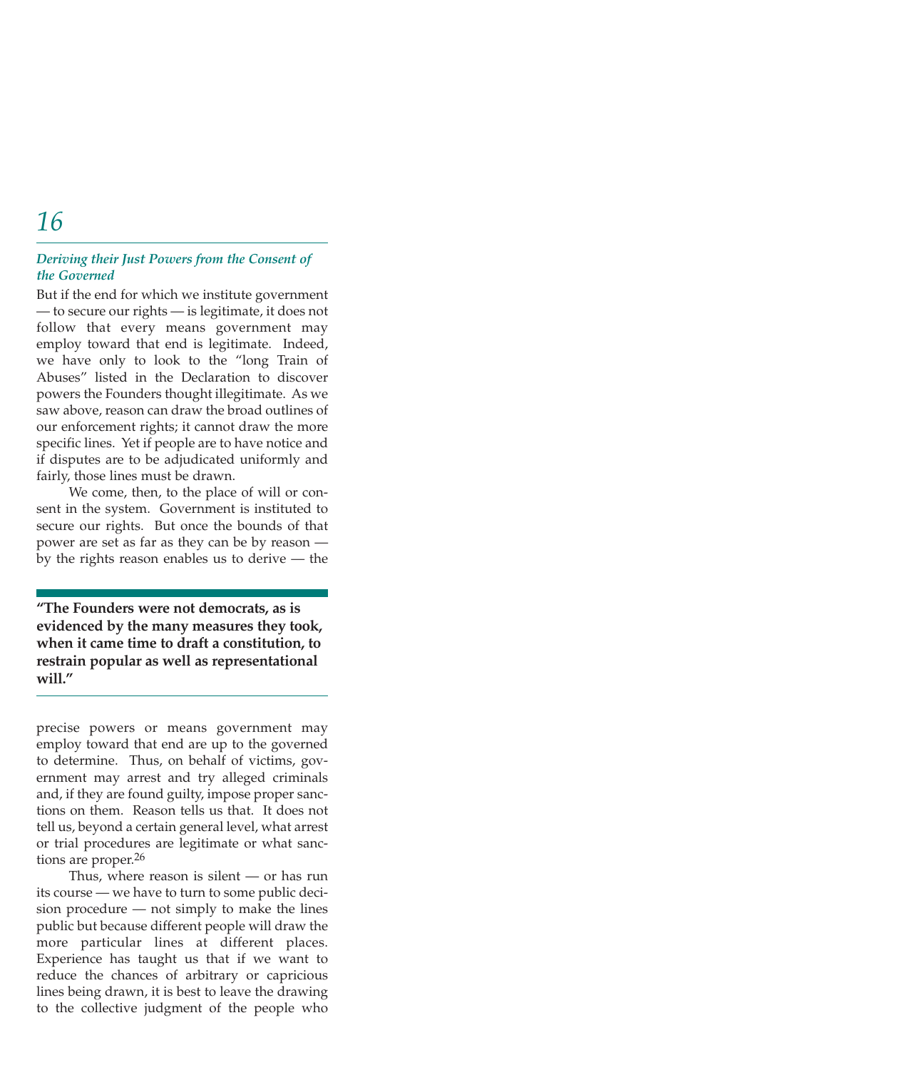### *Deriving their Just Powers from the Consent of the Governed*

But if the end for which we institute government — to secure our rights — is legitimate, it does not follow that every means government may employ toward that end is legitimate. Indeed, we have only to look to the "long Train of Abuses" listed in the Declaration to discover powers the Founders thought illegitimate. As we saw above, reason can draw the broad outlines of our enforcement rights; it cannot draw the more specific lines. Yet if people are to have notice and if disputes are to be adjudicated uniformly and fairly, those lines must be drawn.

We come, then, to the place of will or consent in the system. Government is instituted to secure our rights. But once the bounds of that power are set as far as they can be by reason — by the rights reason enables us to derive — the precise powers or means government may employ toward that end are up to the governed to determine. Thus, on behalf of victims, government may arrest and try alleged criminals and, if they are found guilty, impose proper sanctions on them. Reason tells us that. It does not tell us, beyond a certain general level, what arrest or trial procedures are legitimate or what sanctions are proper.[26]

> **"The Founders were not democrats, as is evidenced by the many measures they took, when it came time to draft a constitution, to restrain popular as well as representational will."**

Thus, where reason is silent — or has run its course — we have to turn to some public decision procedure — not simply to make the lines public but because different people will draw the more particular lines at different places. Experience has taught us that if we want to reduce the chances of arbitrary or capricious lines being drawn, it is best to leave the drawing to the collective judgment of the people who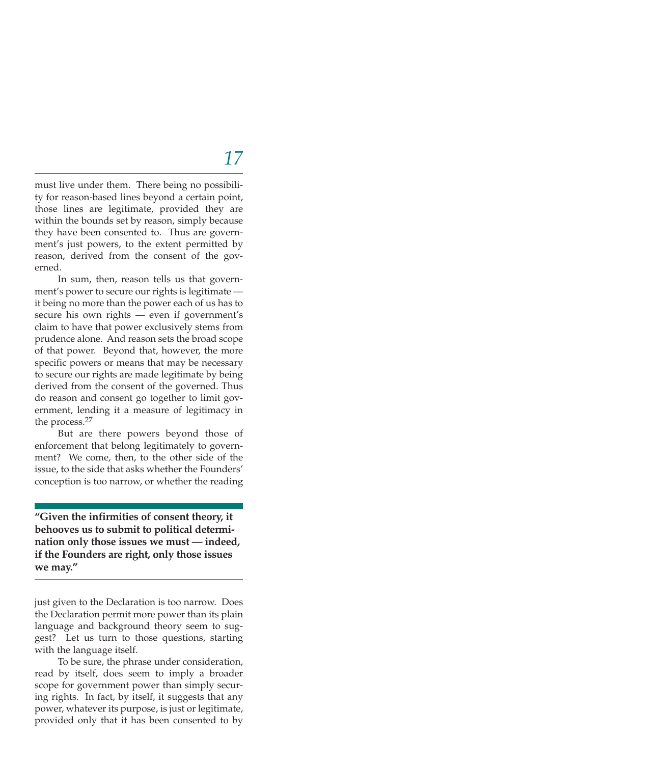must live under them. There being no possibility for reason-based lines beyond a certain point, those lines are legitimate, provided they are within the bounds set by reason, simply because they have been consented to. Thus are government's just powers, to the extent permitted by reason, derived from the consent of the governed.

In sum, then, reason tells us that government's power to secure our rights is legitimate — it being no more than the power each of us has to secure his own rights — even if government's claim to have that power exclusively stems from prudence alone. And reason sets the broad scope of that power. Beyond that, however, the more specific powers or means that may be necessary to secure our rights are made legitimate by being derived from the consent of the governed. Thus do reason and consent go together to limit government, lending it a measure of legitimacy in the process.[27]

But are there powers beyond those of enforcement that belong legitimately to government? We come, then, to the other side of the issue, to the side that asks whether the Founders' conception is too narrow, or whether the reading just given to the Declaration is too narrow. Does the Declaration permit more power than its plain language and background theory seem to suggest? Let us turn to those questions, starting with the language itself.

**"Given the infirmities of consent theory, it behooves us to submit to political determination only those issues we must — indeed, if the Founders are right, only those issues we may."**

To be sure, the phrase under consideration, read by itself, does seem to imply a broader scope for government power than simply securing rights. In fact, by itself, it suggests that any power, whatever its purpose, is just or legitimate, provided only that it has been consented to by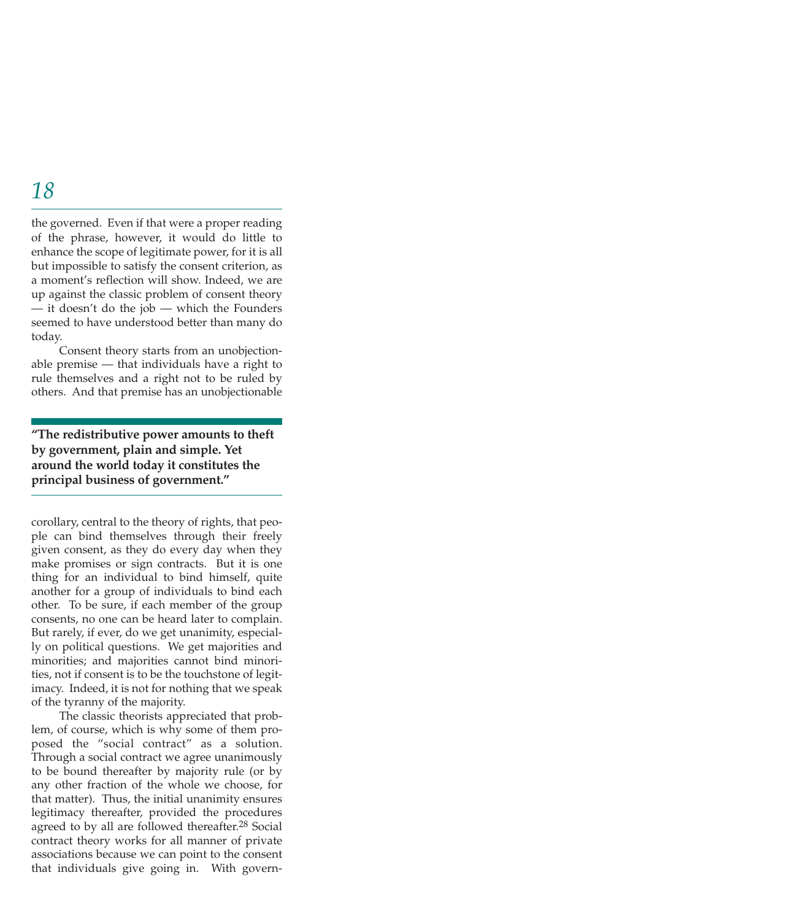the governed. Even if that were a proper reading of the phrase, however, it would do little to enhance the scope of legitimate power, for it is all but impossible to satisfy the consent criterion, as a moment's reflection will show. Indeed, we are up against the classic problem of consent theory — it doesn't do the job — which the Founders seemed to have understood better than many do today.

Consent theory starts from an unobjectionable premise — that individuals have a right to rule themselves and a right not to be ruled by others. And that premise has an unobjectionable corollary, central to the theory of rights, that people can bind themselves through their freely given consent, as they do every day when they make promises or sign contracts. But it is one thing for an individual to bind himself, quite another for a group of individuals to bind each other. To be sure, if each member of the group consents, no one can be heard later to complain. But rarely, if ever, do we get unanimity, especially on political questions. We get majorities and minorities; and majorities cannot bind minorities, not if consent is to be the touchstone of legitimacy. Indeed, it is not for nothing that we speak of the tyranny of the majority.

> **"The redistributive power amounts to theft by government, plain and simple. Yet around the world today it constitutes the principal business of government."**

The classic theorists appreciated that problem, of course, which is why some of them proposed the "social contract" as a solution. Through a social contract we agree unanimously to be bound thereafter by majority rule (or by any other fraction of the whole we choose, for that matter). Thus, the initial unanimity ensures legitimacy thereafter, provided the procedures agreed to by all are followed thereafter.[28] Social contract theory works for all manner of private associations because we can point to the consent that individuals give going in. With govern-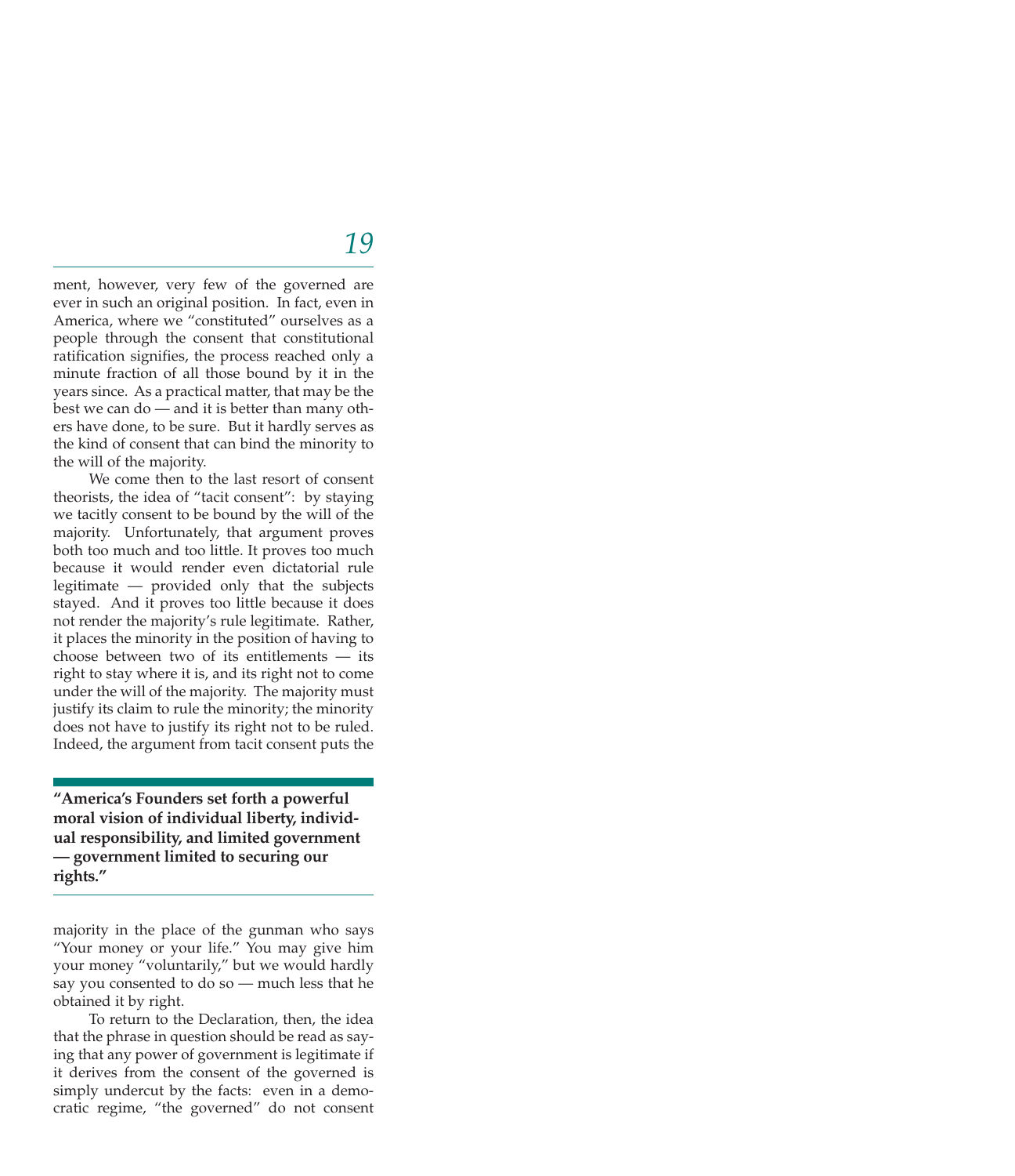ment, however, very few of the governed are ever in such an original position. In fact, even in America, where we "constituted" ourselves as a people through the consent that constitutional ratification signifies, the process reached only a minute fraction of all those bound by it in the years since. As a practical matter, that may be the best we can do — and it is better than many others have done, to be sure. But it hardly serves as the kind of consent that can bind the minority to the will of the majority.

We come then to the last resort of consent theorists, the idea of "tacit consent": by staying we tacitly consent to be bound by the will of the majority. Unfortunately, that argument proves both too much and too little. It proves too much because it would render even dictatorial rule legitimate — provided only that the subjects stayed. And it proves too little because it does not render the majority's rule legitimate. Rather, it places the minority in the position of having to choose between two of its entitlements — its right to stay where it is, and its right not to come under the will of the majority. The majority must justify its claim to rule the minority; the minority does not have to justify its right not to be ruled. Indeed, the argument from tacit consent puts the majority in the place of the gunman who says "Your money or your life." You may give him your money "voluntarily," but we would hardly say you consented to do so — much less that he obtained it by right.

**"America's Founders set forth a powerful moral vision of individual liberty, individual responsibility, and limited government — government limited to securing our rights."**

To return to the Declaration, then, the idea that the phrase in question should be read as saying that any power of government is legitimate if it derives from the consent of the governed is simply undercut by the facts: even in a democratic regime, "the governed" do not consent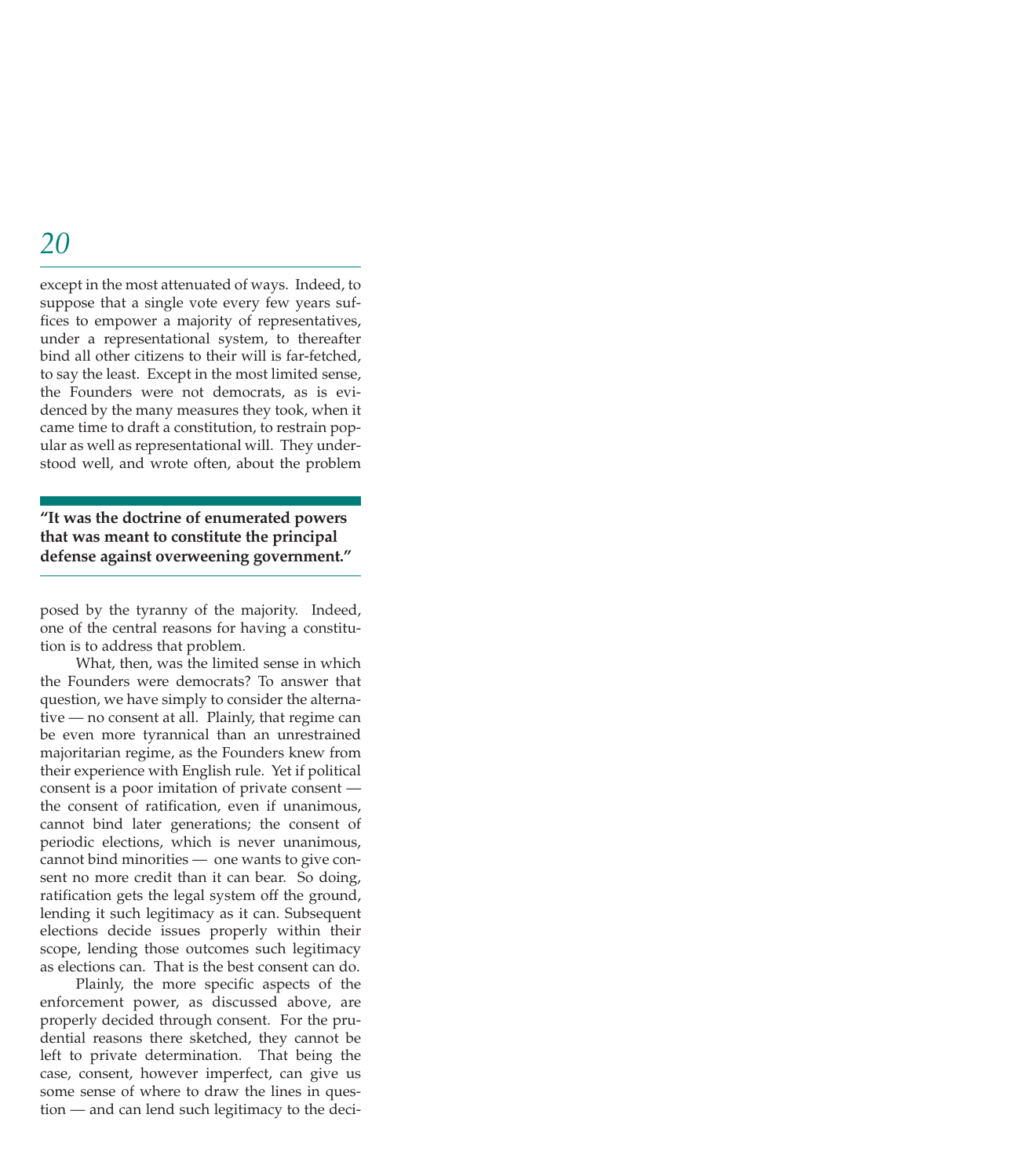except in the most attenuated of ways. Indeed, to suppose that a single vote every few years suffices to empower a majority of representatives, under a representational system, to thereafter bind all other citizens to their will is far-fetched, to say the least. Except in the most limited sense, the Founders were not democrats, as is evidenced by the many measures they took, when it came time to draft a constitution, to restrain popular as well as representational will. They understood well, and wrote often, about the problem posed by the tyranny of the majority. Indeed, one of the central reasons for having a constitution is to address that problem.

> **"It was the doctrine of enumerated powers that was meant to constitute the principal defense against overweening government."**

What, then, was the limited sense in which the Founders were democrats? To answer that question, we have simply to consider the alternative — no consent at all. Plainly, that regime can be even more tyrannical than an unrestrained majoritarian regime, as the Founders knew from their experience with English rule. Yet if political consent is a poor imitation of private consent — the consent of ratification, even if unanimous, cannot bind later generations; the consent of periodic elections, which is never unanimous, cannot bind minorities — one wants to give consent no more credit than it can bear. So doing, ratification gets the legal system off the ground, lending it such legitimacy as it can. Subsequent elections decide issues properly within their scope, lending those outcomes such legitimacy as elections can. That is the best consent can do.

Plainly, the more specific aspects of the enforcement power, as discussed above, are properly decided through consent. For the prudential reasons there sketched, they cannot be left to private determination. That being the case, consent, however imperfect, can give us some sense of where to draw the lines in question — and can lend such legitimacy to the deci-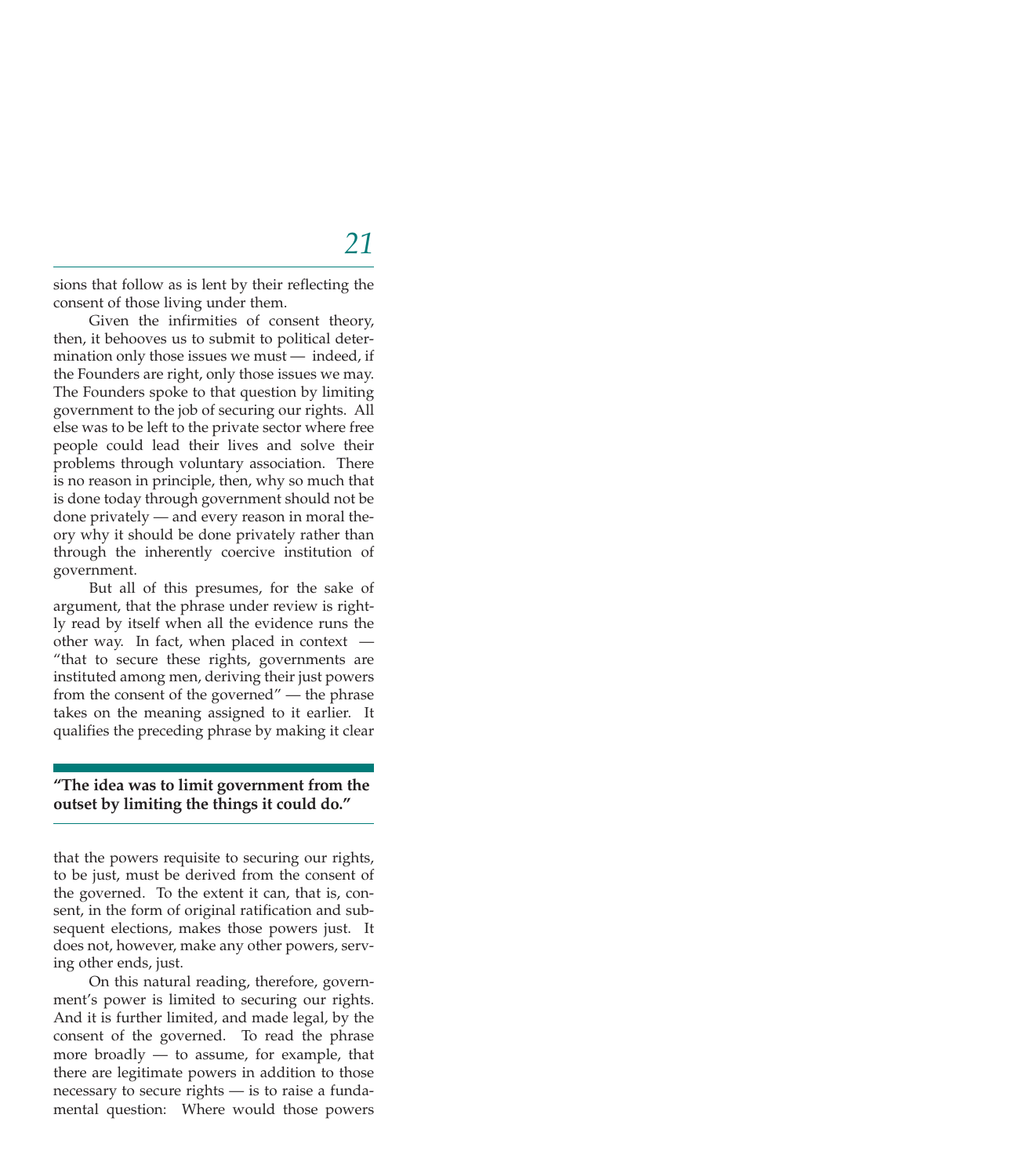sions that follow as is lent by their reflecting the consent of those living under them.

Given the infirmities of consent theory, then, it behooves us to submit to political determination only those issues we must — indeed, if the Founders are right, only those issues we may. The Founders spoke to that question by limiting government to the job of securing our rights. All else was to be left to the private sector where free people could lead their lives and solve their problems through voluntary association. There is no reason in principle, then, why so much that is done today through government should not be done privately — and every reason in moral theory why it should be done privately rather than through the inherently coercive institution of government.

But all of this presumes, for the sake of argument, that the phrase under review is rightly read by itself when all the evidence runs the other way. In fact, when placed in context — "that to secure these rights, governments are instituted among men, deriving their just powers from the consent of the governed" — the phrase takes on the meaning assigned to it earlier. It qualifies the preceding phrase by making it clear

**"The idea was to limit government from the outset by limiting the things it could do."**

that the powers requisite to securing our rights, to be just, must be derived from the consent of the governed. To the extent it can, that is, consent, in the form of original ratification and subsequent elections, makes those powers just. It does not, however, make any other powers, serving other ends, just.

On this natural reading, therefore, government's power is limited to securing our rights. And it is further limited, and made legal, by the consent of the governed. To read the phrase more broadly — to assume, for example, that there are legitimate powers in addition to those necessary to secure rights — is to raise a fundamental question: Where would those powers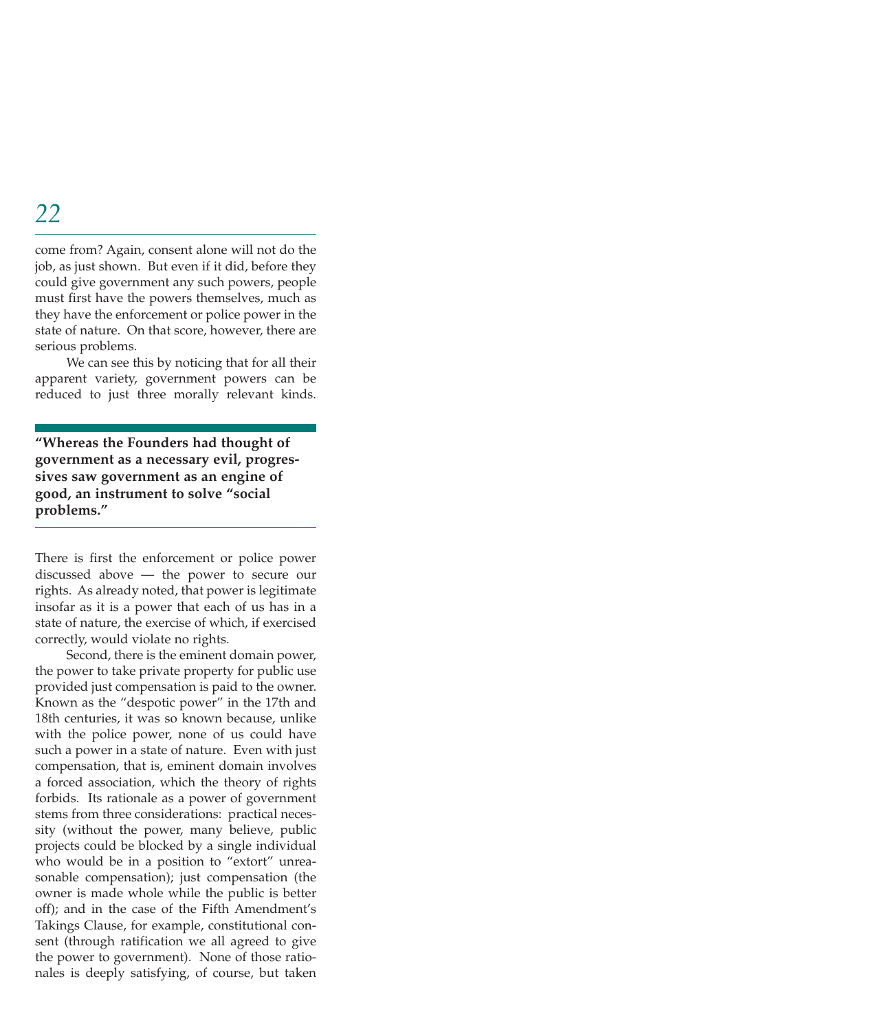come from? Again, consent alone will not do the job, as just shown. But even if it did, before they could give government any such powers, people must first have the powers themselves, much as they have the enforcement or police power in the state of nature. On that score, however, there are serious problems.

We can see this by noticing that for all their apparent variety, government powers can be reduced to just three morally relevant kinds.

> **"Whereas the Founders had thought of government as a necessary evil, progressives saw government as an engine of good, an instrument to solve "social problems."**

There is first the enforcement or police power discussed above — the power to secure our rights. As already noted, that power is legitimate insofar as it is a power that each of us has in a state of nature, the exercise of which, if exercised correctly, would violate no rights.

Second, there is the eminent domain power, the power to take private property for public use provided just compensation is paid to the owner. Known as the "despotic power" in the 17th and 18th centuries, it was so known because, unlike with the police power, none of us could have such a power in a state of nature. Even with just compensation, that is, eminent domain involves a forced association, which the theory of rights forbids. Its rationale as a power of government stems from three considerations: practical necessity (without the power, many believe, public projects could be blocked by a single individual who would be in a position to "extort" unreasonable compensation); just compensation (the owner is made whole while the public is better off); and in the case of the Fifth Amendment's Takings Clause, for example, constitutional consent (through ratification we all agreed to give the power to government). None of those rationales is deeply satisfying, of course, but taken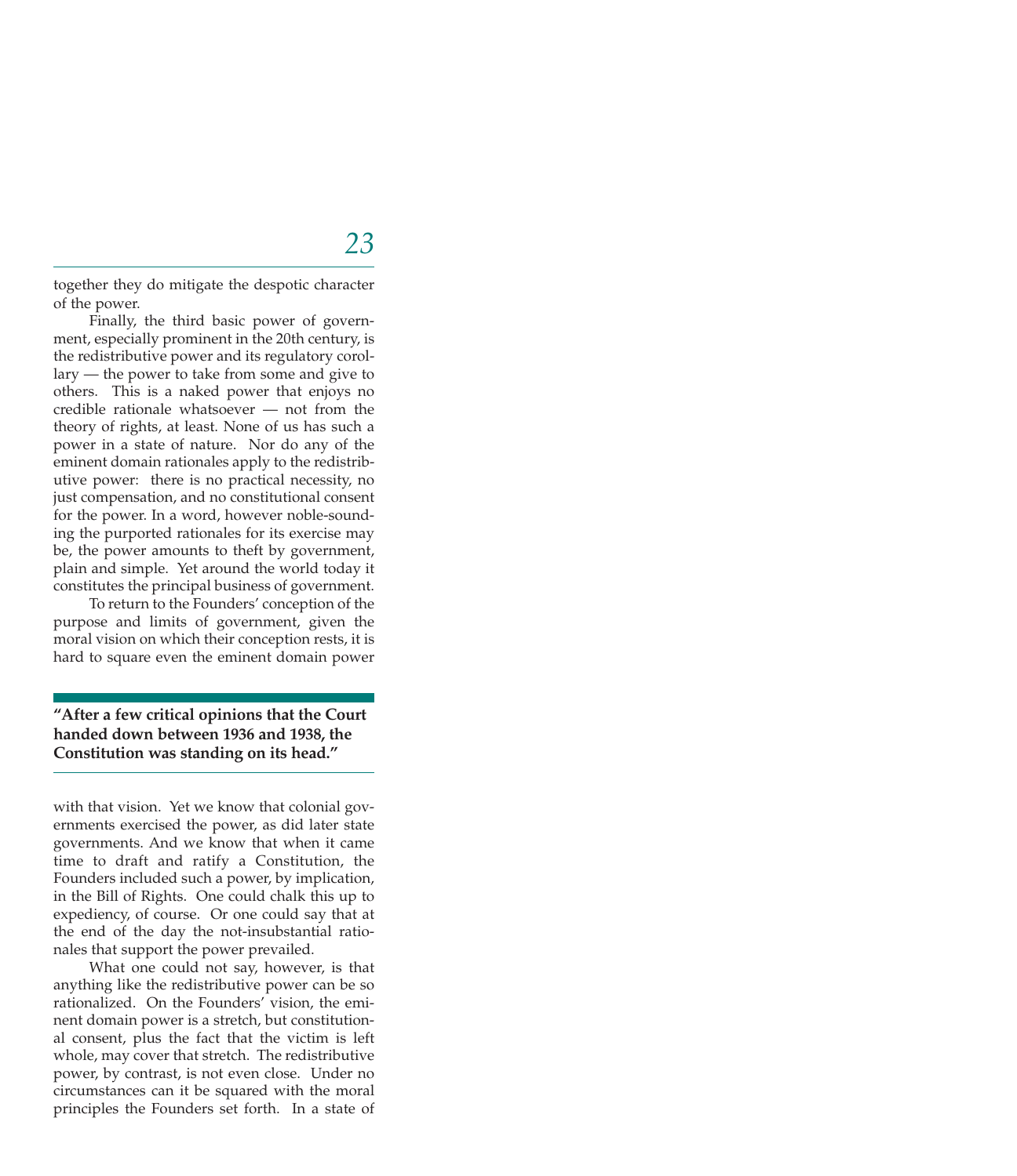together they do mitigate the despotic character of the power.

Finally, the third basic power of government, especially prominent in the 20th century, is the redistributive power and its regulatory corollary — the power to take from some and give to others. This is a naked power that enjoys no credible rationale whatsoever — not from the theory of rights, at least. None of us has such a power in a state of nature. Nor do any of the eminent domain rationales apply to the redistributive power: there is no practical necessity, no just compensation, and no constitutional consent for the power. In a word, however noble-sounding the purported rationales for its exercise may be, the power amounts to theft by government, plain and simple. Yet around the world today it constitutes the principal business of government.

To return to the Founders' conception of the purpose and limits of government, given the moral vision on which their conception rests, it is hard to square even the eminent domain power with that vision. Yet we know that colonial governments exercised the power, as did later state governments. And we know that when it came time to draft and ratify a Constitution, the Founders included such a power, by implication, in the Bill of Rights. One could chalk this up to expediency, of course. Or one could say that at the end of the day the not-insubstantial rationales that support the power prevailed.

**"After a few critical opinions that the Court handed down between 1936 and 1938, the Constitution was standing on its head."**

What one could not say, however, is that anything like the redistributive power can be so rationalized. On the Founders' vision, the eminent domain power is a stretch, but constitutional consent, plus the fact that the victim is left whole, may cover that stretch. The redistributive power, by contrast, is not even close. Under no circumstances can it be squared with the moral principles the Founders set forth. In a state of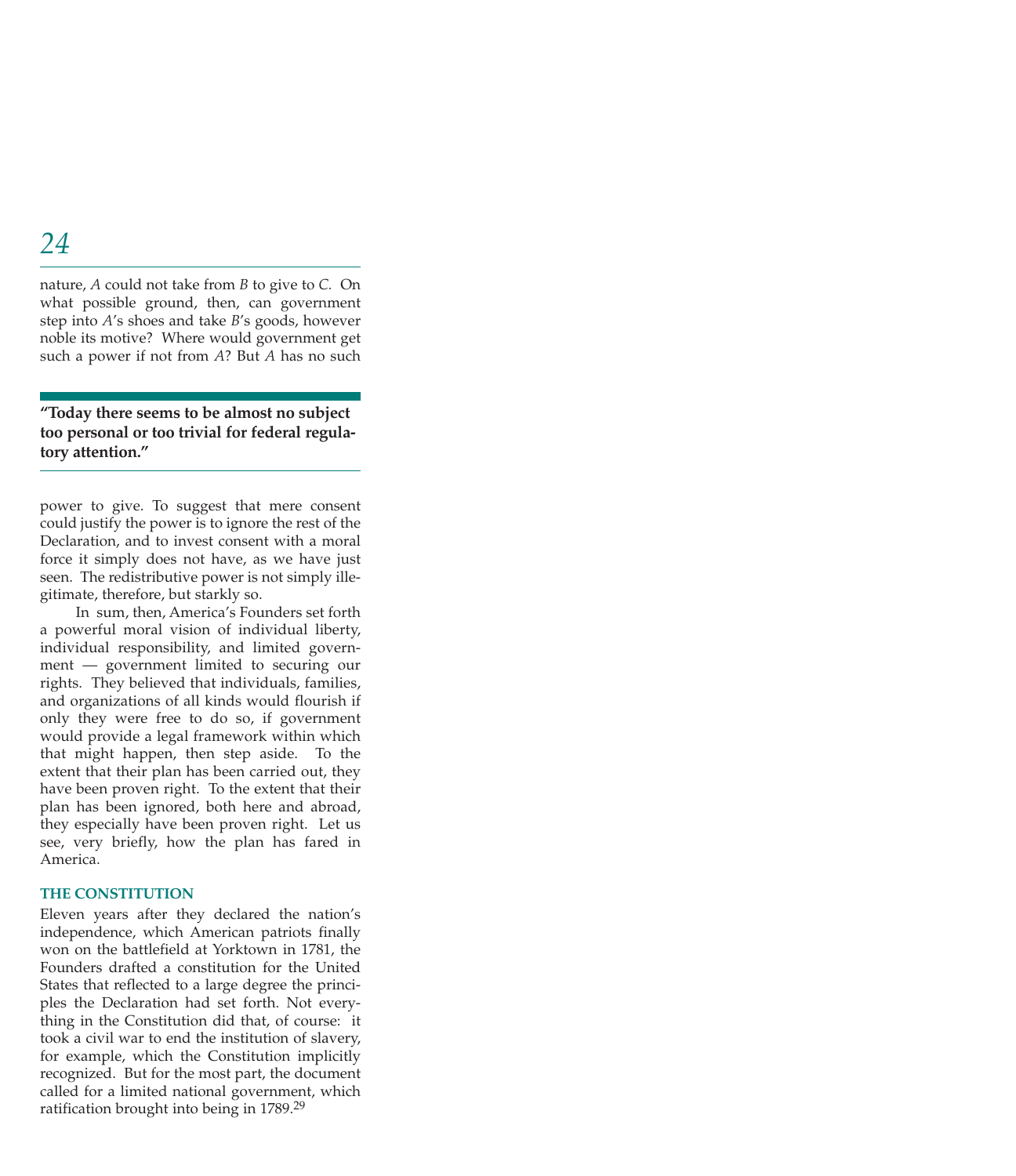nature, *A* could not take from *B* to give to *C.* On what possible ground, then, can government step into *A*'s shoes and take *B*'s goods, however noble its motive? Where would government get such a power if not from *A*? But *A* has no such

**"Today there seems to be almost no subject too personal or too trivial for federal regulatory attention."**

power to give. To suggest that mere consent could justify the power is to ignore the rest of the Declaration, and to invest consent with a moral force it simply does not have, as we have just seen. The redistributive power is not simply illegitimate, therefore, but starkly so.

In sum, then, America's Founders set forth a powerful moral vision of individual liberty, individual responsibility, and limited government — government limited to securing our rights. They believed that individuals, families, and organizations of all kinds would flourish if only they were free to do so, if government would provide a legal framework within which that might happen, then step aside. To the extent that their plan has been carried out, they have been proven right. To the extent that their plan has been ignored, both here and abroad, they especially have been proven right. Let us see, very briefly, how the plan has fared in America.

### THE CONSTITUTION

Eleven years after they declared the nation's independence, which American patriots finally won on the battlefield at Yorktown in 1781, the Founders drafted a constitution for the United States that reflected to a large degree the principles the Declaration had set forth. Not everything in the Constitution did that, of course: it took a civil war to end the institution of slavery, for example, which the Constitution implicitly recognized. But for the most part, the document called for a limited national government, which ratification brought into being in 1789.[29]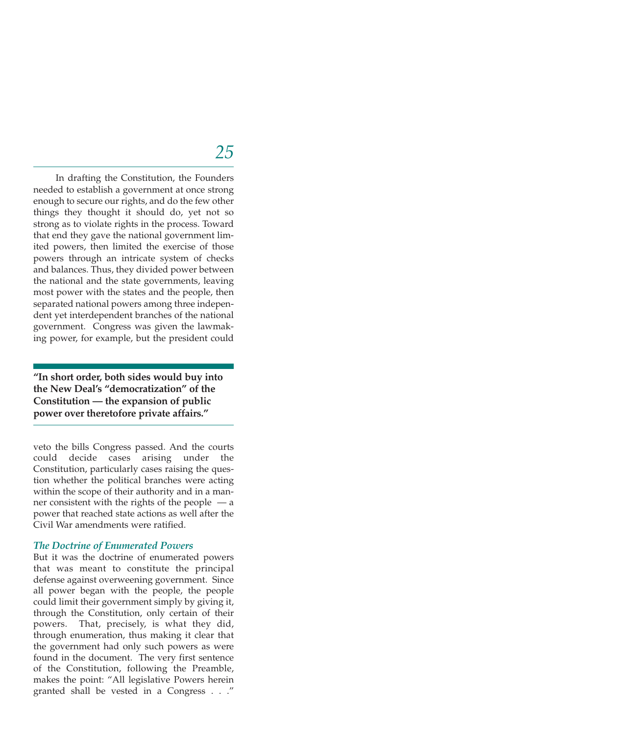In drafting the Constitution, the Founders needed to establish a government at once strong enough to secure our rights, and do the few other things they thought it should do, yet not so strong as to violate rights in the process. Toward that end they gave the national government limited powers, then limited the exercise of those powers through an intricate system of checks and balances. Thus, they divided power between the national and the state governments, leaving most power with the states and the people, then separated national powers among three independent yet interdependent branches of the national government. Congress was given the lawmaking power, for example, but the president could veto the bills Congress passed. And the courts could decide cases arising under the Constitution, particularly cases raising the question whether the political branches were acting within the scope of their authority and in a manner consistent with the rights of the people — a power that reached state actions as well after the Civil War amendments were ratified.

**"In short order, both sides would buy into the New Deal's "democratization" of the Constitution — the expansion of public power over theretofore private affairs."**

### *The Doctrine of Enumerated Powers*

But it was the doctrine of enumerated powers that was meant to constitute the principal defense against overweening government. Since all power began with the people, the people could limit their government simply by giving it, through the Constitution, only certain of their powers. That, precisely, is what they did, through enumeration, thus making it clear that the government had only such powers as were found in the document. The very first sentence of the Constitution, following the Preamble, makes the point: "All legislative Powers herein granted shall be vested in a Congress . . ."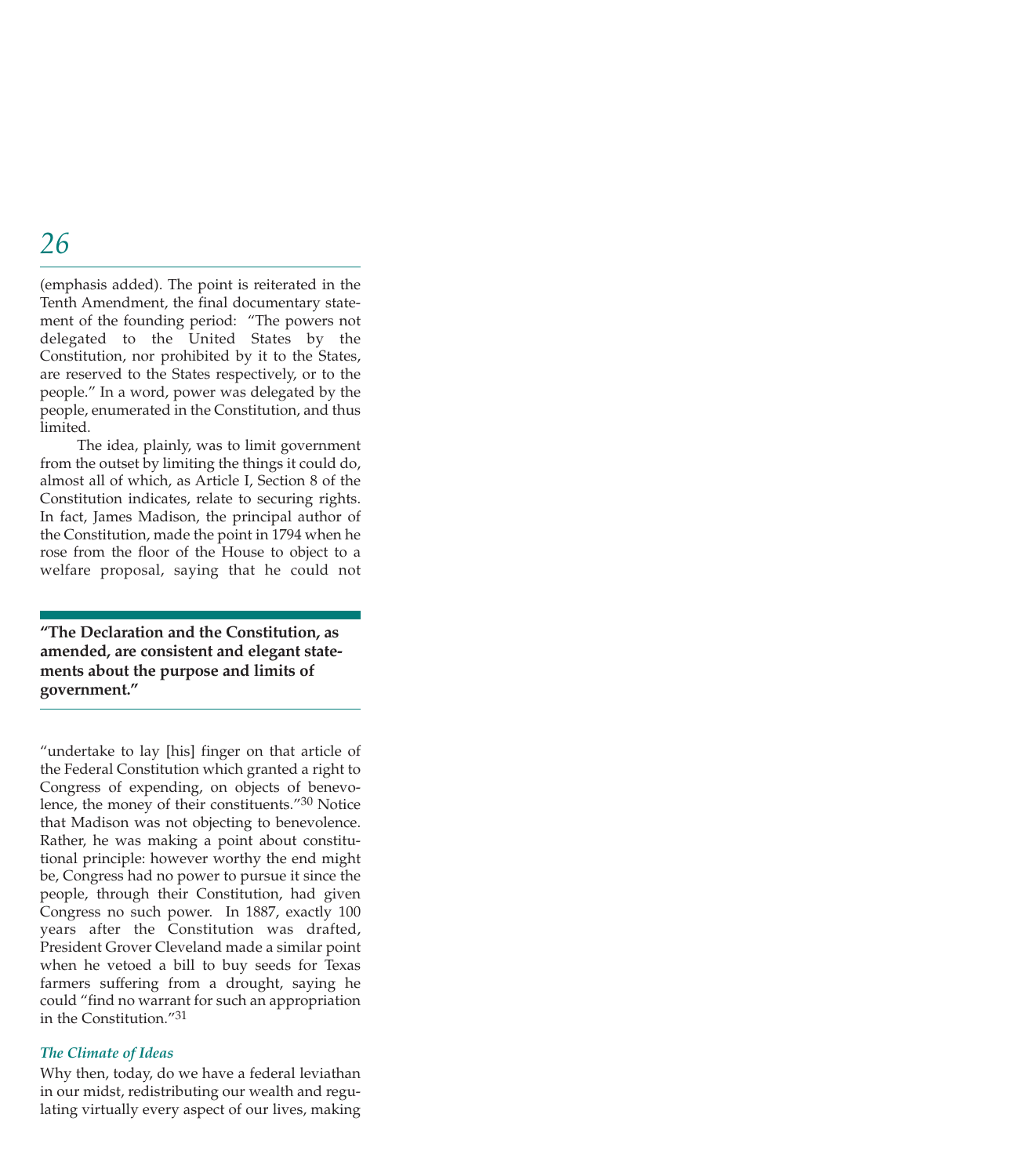(emphasis added). The point is reiterated in the Tenth Amendment, the final documentary statement of the founding period: "The powers not delegated to the United States by the Constitution, nor prohibited by it to the States, are reserved to the States respectively, or to the people." In a word, power was delegated by the people, enumerated in the Constitution, and thus limited.

The idea, plainly, was to limit government from the outset by limiting the things it could do, almost all of which, as Article I, Section 8 of the Constitution indicates, relate to securing rights. In fact, James Madison, the principal author of the Constitution, made the point in 1794 when he rose from the floor of the House to object to a welfare proposal, saying that he could not "undertake to lay [his] finger on that article of the Federal Constitution which granted a right to Congress of expending, on objects of benevolence, the money of their constituents."[30] Notice that Madison was not objecting to benevolence. Rather, he was making a point about constitutional principle: however worthy the end might be, Congress had no power to pursue it since the people, through their Constitution, had given Congress no such power. In 1887, exactly 100 years after the Constitution was drafted, President Grover Cleveland made a similar point when he vetoed a bill to buy seeds for Texas farmers suffering from a drought, saying he could "find no warrant for such an appropriation in the Constitution."[31]

> **"The Declaration and the Constitution, as amended, are consistent and elegant statements about the purpose and limits of government."**

### *The Climate of Ideas*

Why then, today, do we have a federal leviathan in our midst, redistributing our wealth and regulating virtually every aspect of our lives, making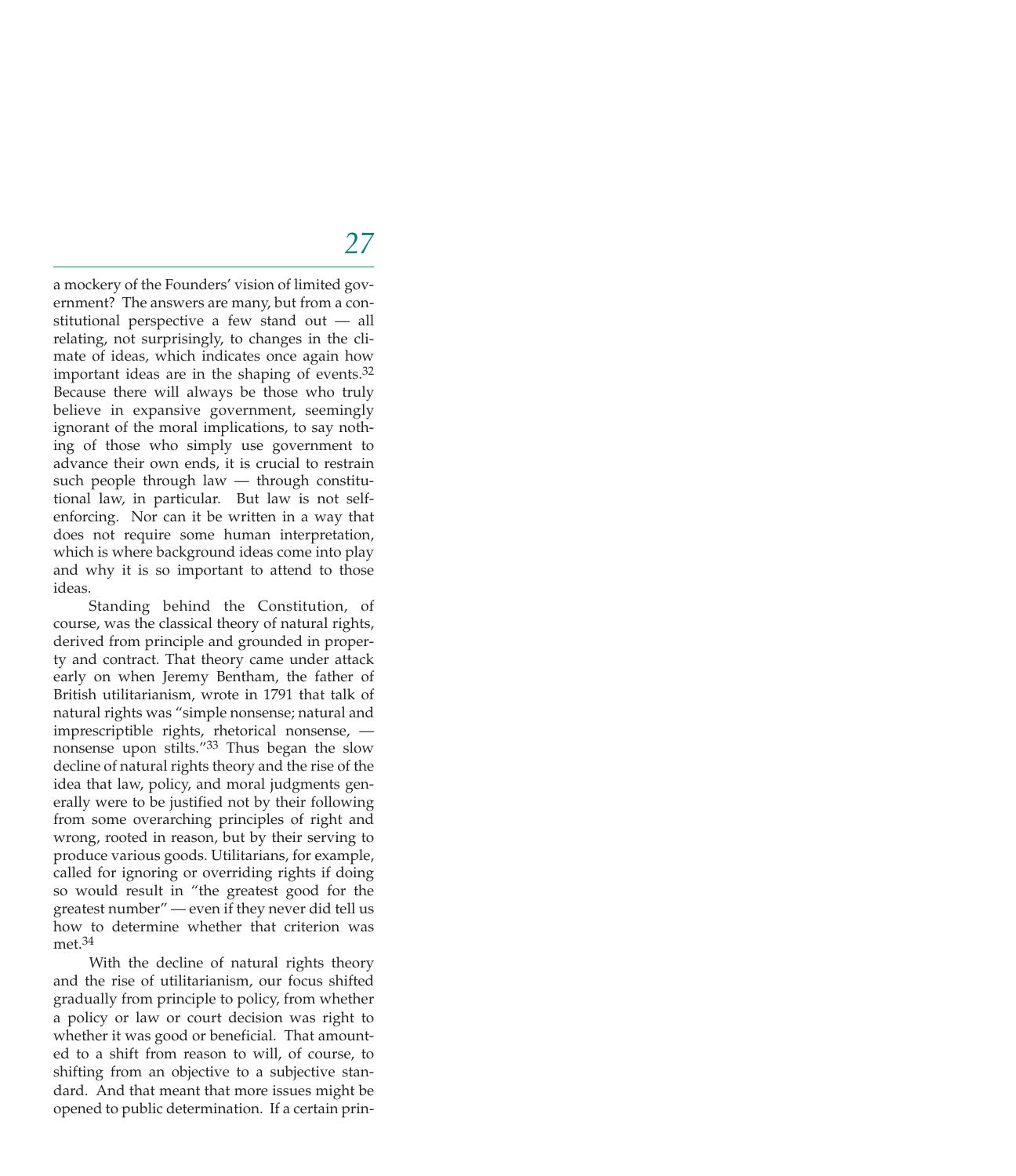a mockery of the Founders' vision of limited government? The answers are many, but from a constitutional perspective a few stand out — all relating, not surprisingly, to changes in the climate of ideas, which indicates once again how important ideas are in the shaping of events.[32] Because there will always be those who truly believe in expansive government, seemingly ignorant of the moral implications, to say nothing of those who simply use government to advance their own ends, it is crucial to restrain such people through law — through constitutional law, in particular. But law is not self-enforcing. Nor can it be written in a way that does not require some human interpretation, which is where background ideas come into play and why it is so important to attend to those ideas.

Standing behind the Constitution, of course, was the classical theory of natural rights, derived from principle and grounded in property and contract. That theory came under attack early on when Jeremy Bentham, the father of British utilitarianism, wrote in 1791 that talk of natural rights was "simple nonsense; natural and imprescriptible rights, rhetorical nonsense, — nonsense upon stilts."[33] Thus began the slow decline of natural rights theory and the rise of the idea that law, policy, and moral judgments generally were to be justified not by their following from some overarching principles of right and wrong, rooted in reason, but by their serving to produce various goods. Utilitarians, for example, called for ignoring or overriding rights if doing so would result in "the greatest good for the greatest number" — even if they never did tell us how to determine whether that criterion was met.[34]

With the decline of natural rights theory and the rise of utilitarianism, our focus shifted gradually from principle to policy, from whether a policy or law or court decision was right to whether it was good or beneficial. That amounted to a shift from reason to will, of course, to shifting from an objective to a subjective standard. And that meant that more issues might be opened to public determination. If a certain prin-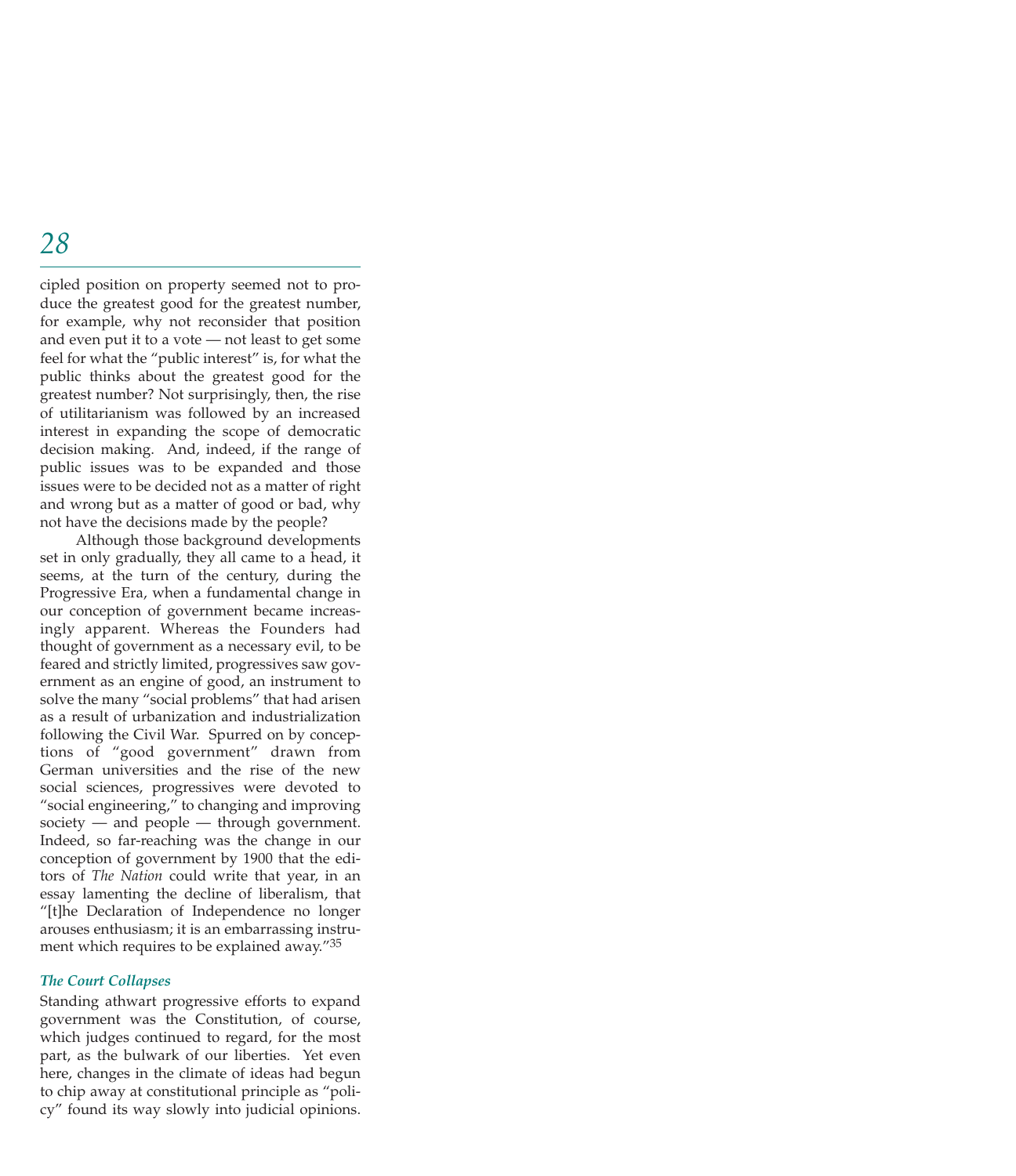cipled position on property seemed not to produce the greatest good for the greatest number, for example, why not reconsider that position and even put it to a vote — not least to get some feel for what the "public interest" is, for what the public thinks about the greatest good for the greatest number? Not surprisingly, then, the rise of utilitarianism was followed by an increased interest in expanding the scope of democratic decision making. And, indeed, if the range of public issues was to be expanded and those issues were to be decided not as a matter of right and wrong but as a matter of good or bad, why not have the decisions made by the people?

Although those background developments set in only gradually, they all came to a head, it seems, at the turn of the century, during the Progressive Era, when a fundamental change in our conception of government became increasingly apparent. Whereas the Founders had thought of government as a necessary evil, to be feared and strictly limited, progressives saw government as an engine of good, an instrument to solve the many "social problems" that had arisen as a result of urbanization and industrialization following the Civil War. Spurred on by conceptions of "good government" drawn from German universities and the rise of the new social sciences, progressives were devoted to "social engineering," to changing and improving society — and people — through government. Indeed, so far-reaching was the change in our conception of government by 1900 that the editors of *The Nation* could write that year, in an essay lamenting the decline of liberalism, that "[t]he Declaration of Independence no longer arouses enthusiasm; it is an embarrassing instrument which requires to be explained away."[35]

### *The Court Collapses*

Standing athwart progressive efforts to expand government was the Constitution, of course, which judges continued to regard, for the most part, as the bulwark of our liberties. Yet even here, changes in the climate of ideas had begun to chip away at constitutional principle as "policy" found its way slowly into judicial opinions.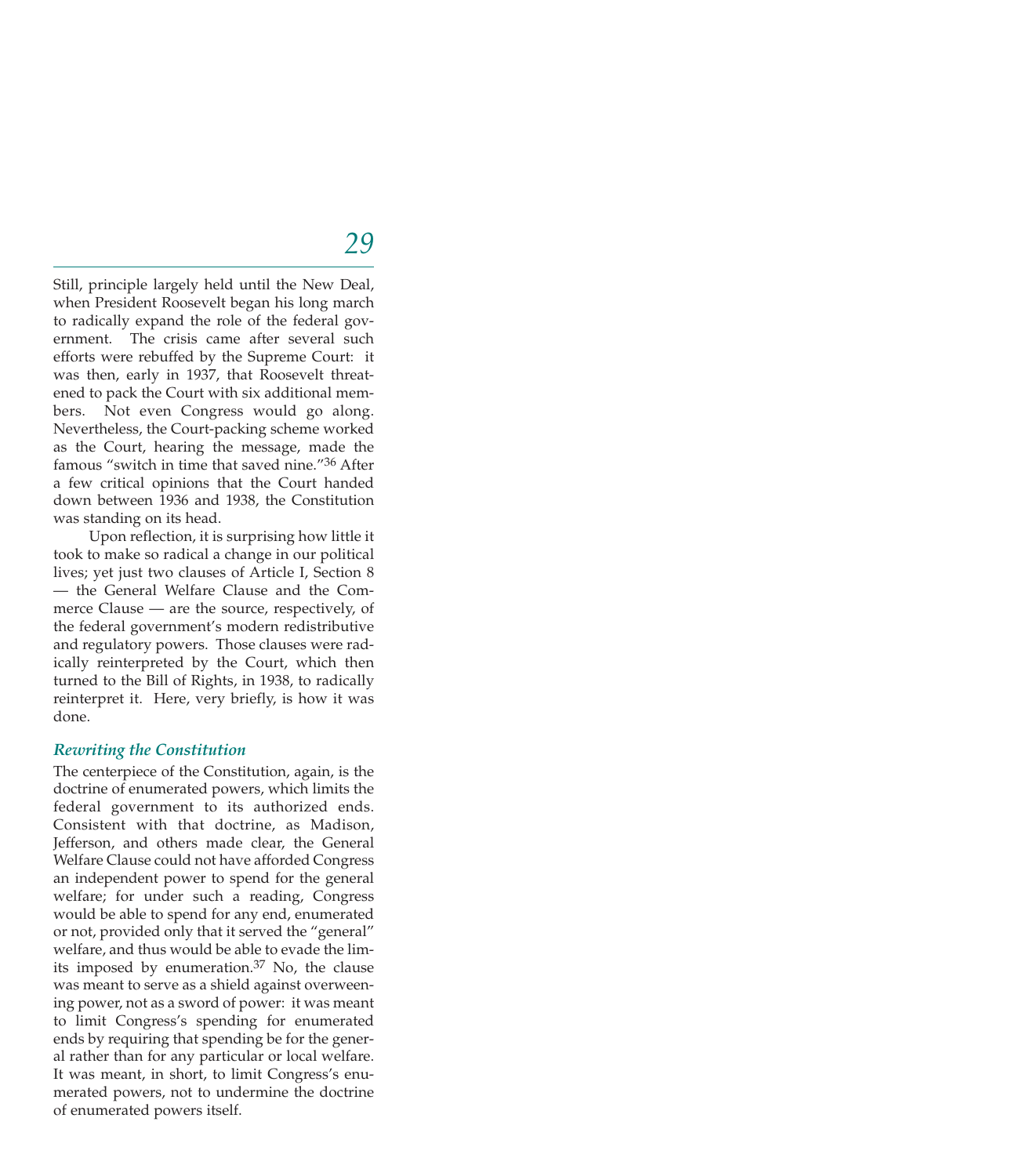Still, principle largely held until the New Deal, when President Roosevelt began his long march to radically expand the role of the federal government. The crisis came after several such efforts were rebuffed by the Supreme Court: it was then, early in 1937, that Roosevelt threatened to pack the Court with six additional members. Not even Congress would go along. Nevertheless, the Court-packing scheme worked as the Court, hearing the message, made the famous "switch in time that saved nine."[36] After a few critical opinions that the Court handed down between 1936 and 1938, the Constitution was standing on its head.

Upon reflection, it is surprising how little it took to make so radical a change in our political lives; yet just two clauses of Article I, Section 8 — the General Welfare Clause and the Commerce Clause — are the source, respectively, of the federal government's modern redistributive and regulatory powers. Those clauses were radically reinterpreted by the Court, which then turned to the Bill of Rights, in 1938, to radically reinterpret it. Here, very briefly, is how it was done.

### *Rewriting the Constitution*

The centerpiece of the Constitution, again, is the doctrine of enumerated powers, which limits the federal government to its authorized ends. Consistent with that doctrine, as Madison, Jefferson, and others made clear, the General Welfare Clause could not have afforded Congress an independent power to spend for the general welfare; for under such a reading, Congress would be able to spend for any end, enumerated or not, provided only that it served the "general" welfare, and thus would be able to evade the limits imposed by enumeration.[37] No, the clause was meant to serve as a shield against overweening power, not as a sword of power: it was meant to limit Congress's spending for enumerated ends by requiring that spending be for the general rather than for any particular or local welfare. It was meant, in short, to limit Congress's enumerated powers, not to undermine the doctrine of enumerated powers itself.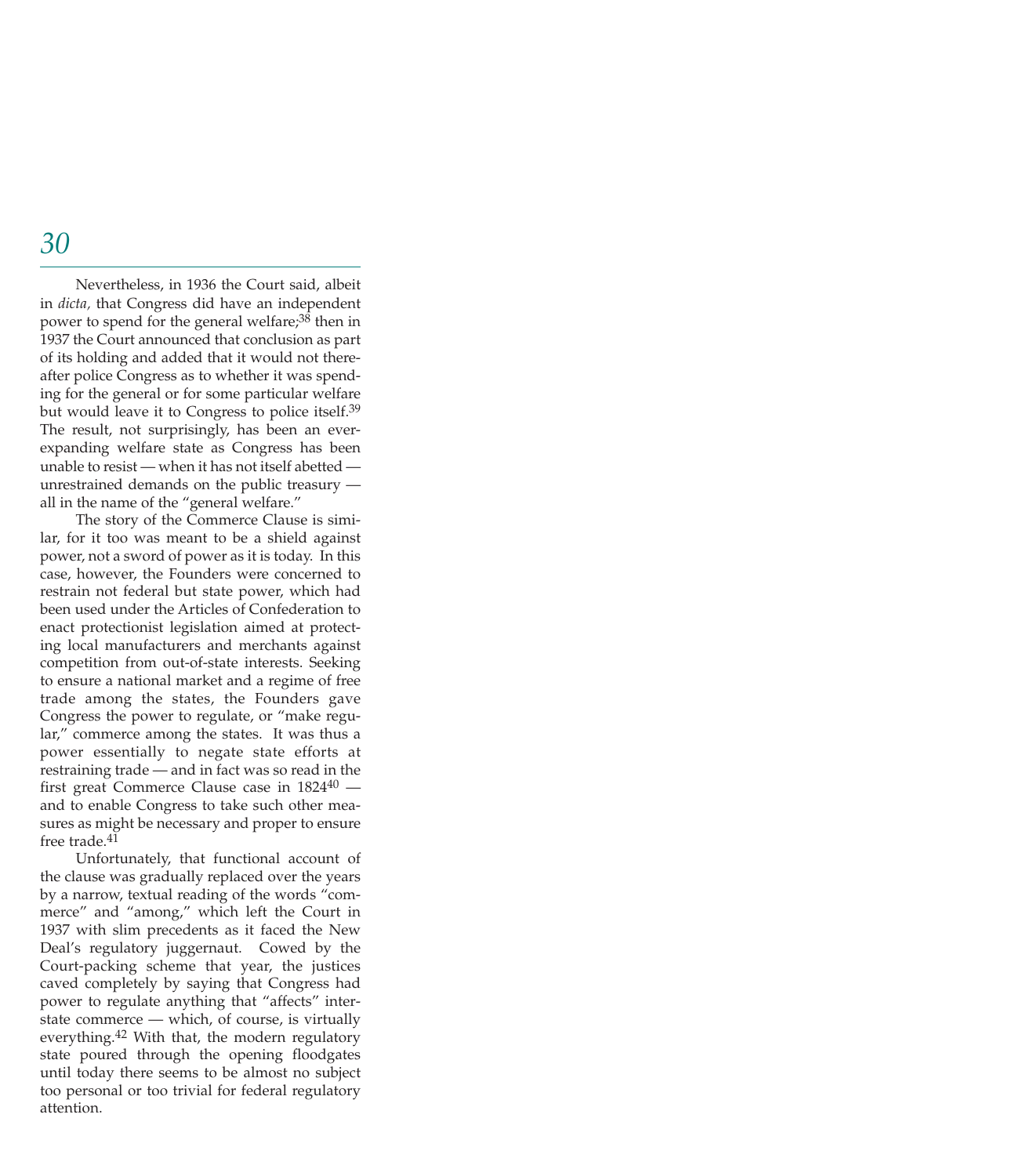Nevertheless, in 1936 the Court said, albeit in *dicta,* that Congress did have an independent power to spend for the general welfare;[38] then in 1937 the Court announced that conclusion as part of its holding and added that it would not thereafter police Congress as to whether it was spending for the general or for some particular welfare but would leave it to Congress to police itself.[39] The result, not surprisingly, has been an ever-expanding welfare state as Congress has been unable to resist — when it has not itself abetted — unrestrained demands on the public treasury — all in the name of the "general welfare."

The story of the Commerce Clause is similar, for it too was meant to be a shield against power, not a sword of power as it is today. In this case, however, the Founders were concerned to restrain not federal but state power, which had been used under the Articles of Confederation to enact protectionist legislation aimed at protecting local manufacturers and merchants against competition from out-of-state interests. Seeking to ensure a national market and a regime of free trade among the states, the Founders gave Congress the power to regulate, or "make regular," commerce among the states. It was thus a power essentially to negate state efforts at restraining trade — and in fact was so read in the first great Commerce Clause case in 1824[40] — and to enable Congress to take such other measures as might be necessary and proper to ensure free trade.[41]

Unfortunately, that functional account of the clause was gradually replaced over the years by a narrow, textual reading of the words "commerce" and "among," which left the Court in 1937 with slim precedents as it faced the New Deal's regulatory juggernaut. Cowed by the Court-packing scheme that year, the justices caved completely by saying that Congress had power to regulate anything that "affects" interstate commerce — which, of course, is virtually everything.[42] With that, the modern regulatory state poured through the opening floodgates until today there seems to be almost no subject too personal or too trivial for federal regulatory attention.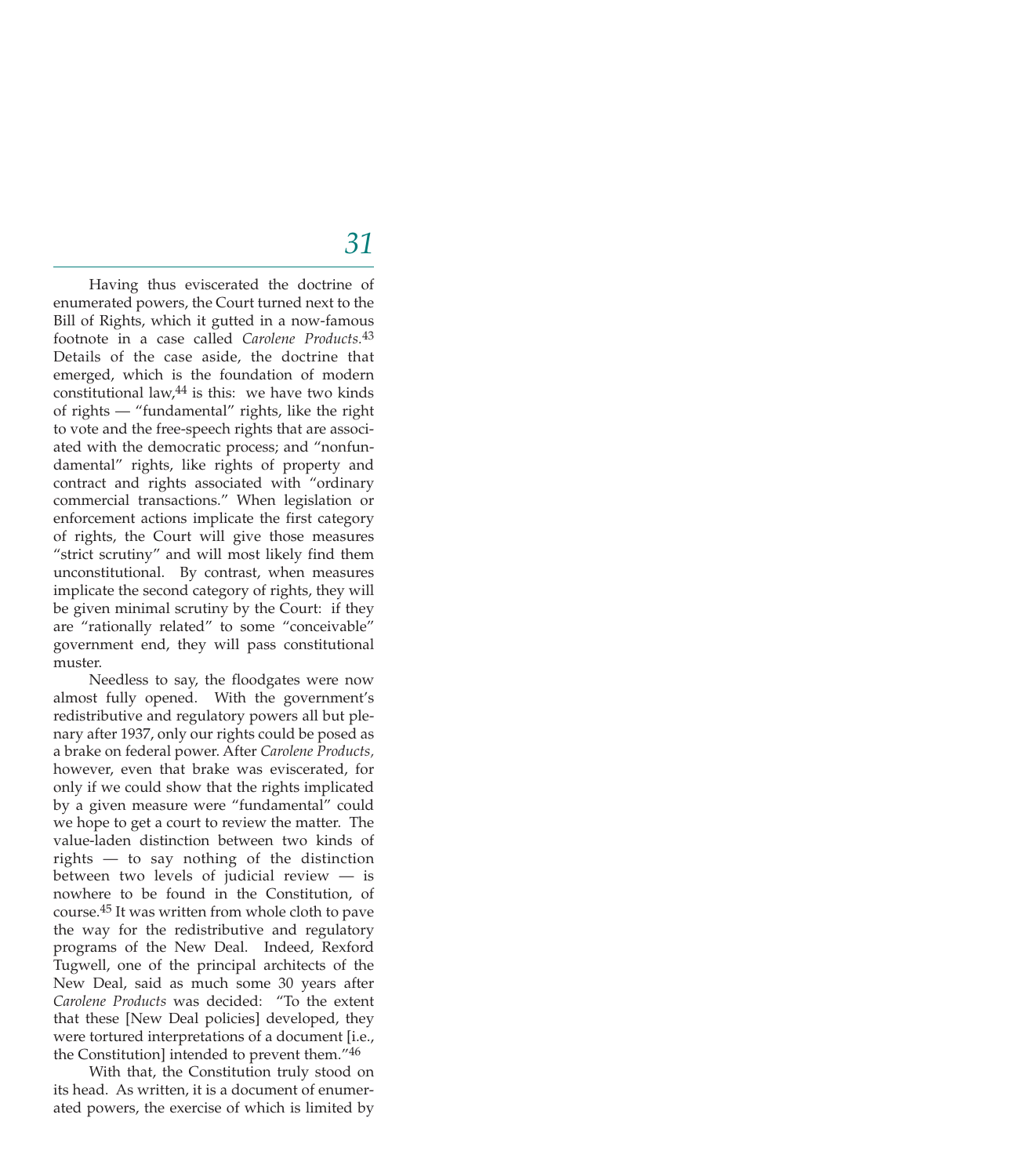Having thus eviscerated the doctrine of enumerated powers, the Court turned next to the Bill of Rights, which it gutted in a now-famous footnote in a case called *Carolene Products.*[43] Details of the case aside, the doctrine that emerged, which is the foundation of modern constitutional law,[44] is this: we have two kinds of rights — "fundamental" rights, like the right to vote and the free-speech rights that are associated with the democratic process; and "nonfundamental" rights, like rights of property and contract and rights associated with "ordinary commercial transactions." When legislation or enforcement actions implicate the first category of rights, the Court will give those measures "strict scrutiny" and will most likely find them unconstitutional. By contrast, when measures implicate the second category of rights, they will be given minimal scrutiny by the Court: if they are "rationally related" to some "conceivable" government end, they will pass constitutional muster.

Needless to say, the floodgates were now almost fully opened. With the government's redistributive and regulatory powers all but plenary after 1937, only our rights could be posed as a brake on federal power. After *Carolene Products,* however, even that brake was eviscerated, for only if we could show that the rights implicated by a given measure were "fundamental" could we hope to get a court to review the matter. The value-laden distinction between two kinds of rights — to say nothing of the distinction between two levels of judicial review — is nowhere to be found in the Constitution, of course.[45] It was written from whole cloth to pave the way for the redistributive and regulatory programs of the New Deal. Indeed, Rexford Tugwell, one of the principal architects of the New Deal, said as much some 30 years after *Carolene Products* was decided: "To the extent that these [New Deal policies] developed, they were tortured interpretations of a document [i.e., the Constitution] intended to prevent them."[46]

With that, the Constitution truly stood on its head. As written, it is a document of enumerated powers, the exercise of which is limited by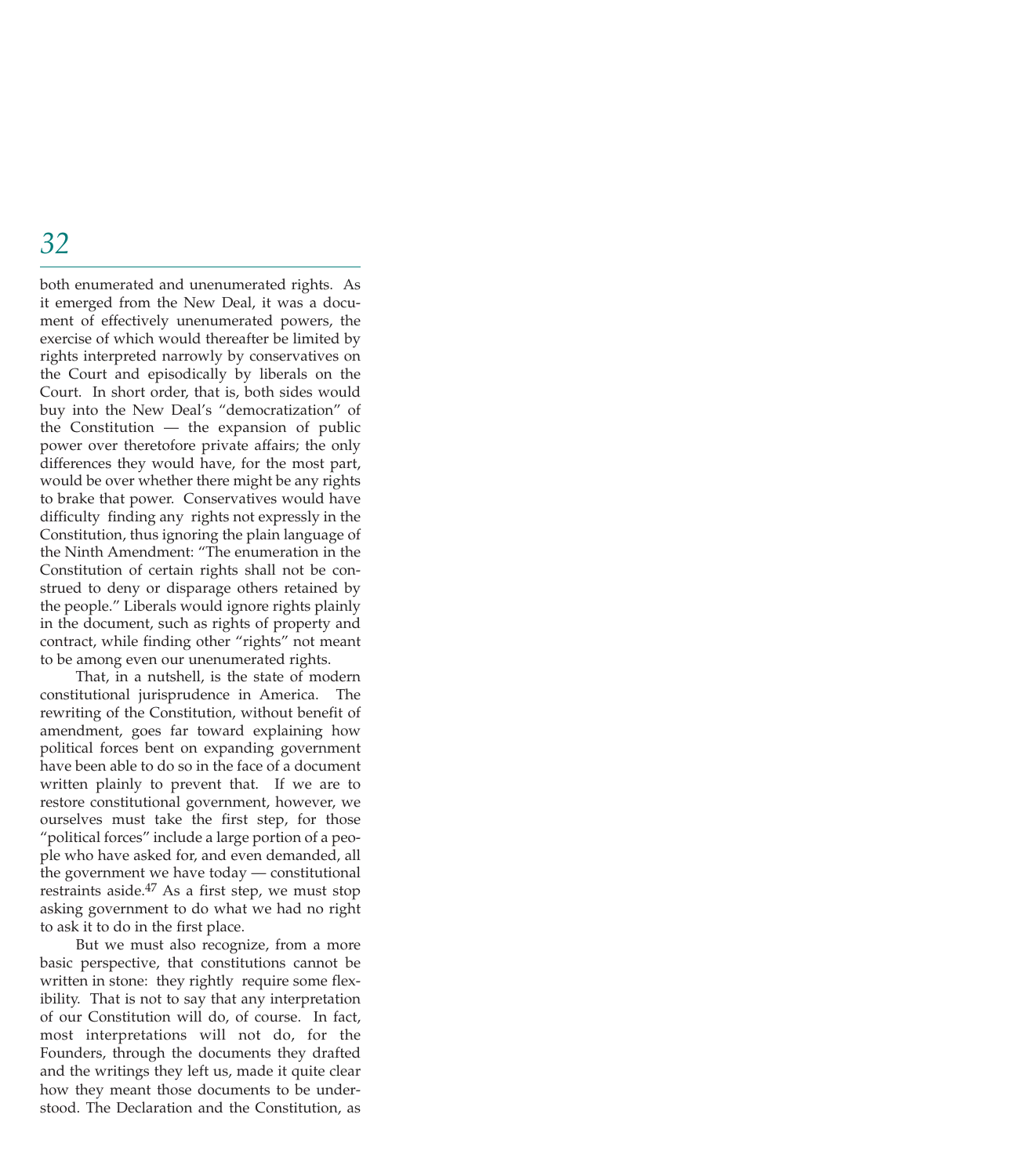both enumerated and unenumerated rights. As it emerged from the New Deal, it was a document of effectively unenumerated powers, the exercise of which would thereafter be limited by rights interpreted narrowly by conservatives on the Court and episodically by liberals on the Court. In short order, that is, both sides would buy into the New Deal's "democratization" of the Constitution — the expansion of public power over theretofore private affairs; the only differences they would have, for the most part, would be over whether there might be any rights to brake that power. Conservatives would have difficulty finding any rights not expressly in the Constitution, thus ignoring the plain language of the Ninth Amendment: "The enumeration in the Constitution of certain rights shall not be construed to deny or disparage others retained by the people." Liberals would ignore rights plainly in the document, such as rights of property and contract, while finding other "rights" not meant to be among even our unenumerated rights.

That, in a nutshell, is the state of modern constitutional jurisprudence in America. The rewriting of the Constitution, without benefit of amendment, goes far toward explaining how political forces bent on expanding government have been able to do so in the face of a document written plainly to prevent that. If we are to restore constitutional government, however, we ourselves must take the first step, for those "political forces" include a large portion of a people who have asked for, and even demanded, all the government we have today — constitutional restraints aside.[47] As a first step, we must stop asking government to do what we had no right to ask it to do in the first place.

But we must also recognize, from a more basic perspective, that constitutions cannot be written in stone: they rightly require some flexibility. That is not to say that any interpretation of our Constitution will do, of course. In fact, most interpretations will not do, for the Founders, through the documents they drafted and the writings they left us, made it quite clear how they meant those documents to be understood. The Declaration and the Constitution, as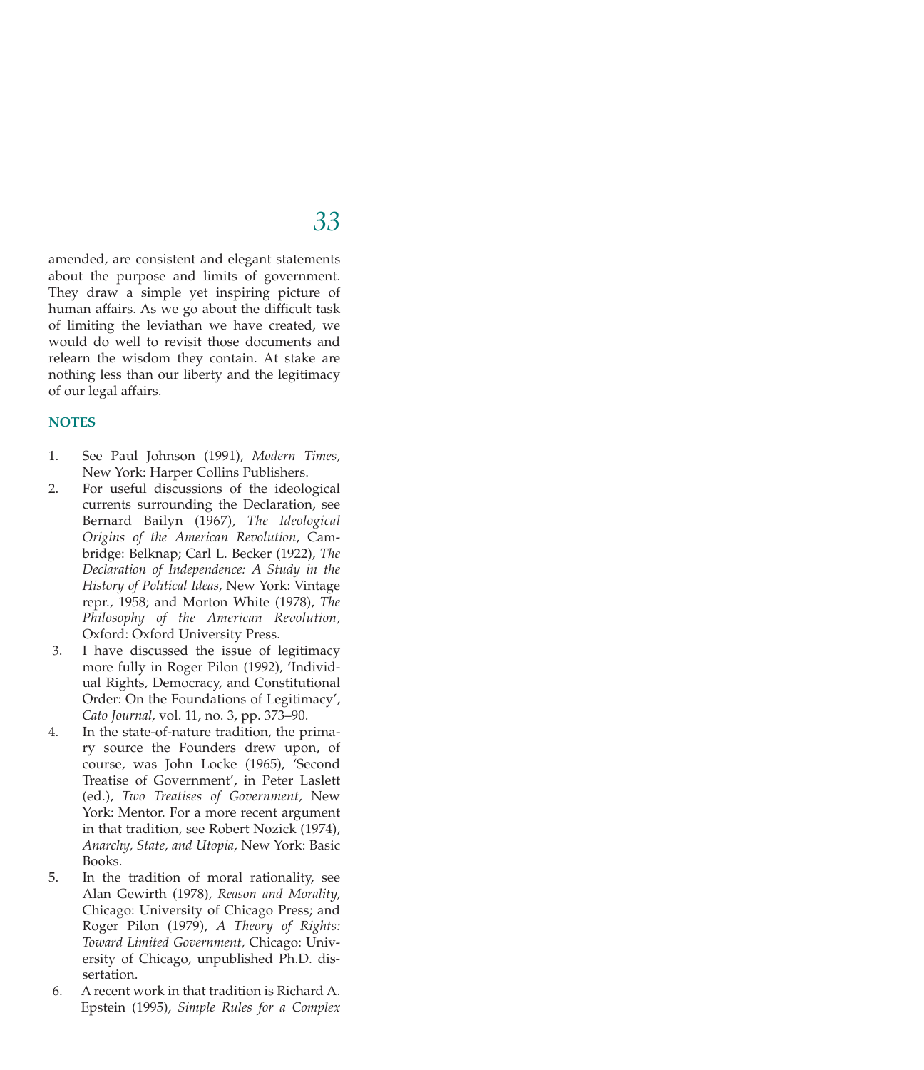amended, are consistent and elegant statements about the purpose and limits of government. They draw a simple yet inspiring picture of human affairs. As we go about the difficult task of limiting the leviathan we have created, we would do well to revisit those documents and relearn the wisdom they contain. At stake are nothing less than our liberty and the legitimacy of our legal affairs.

## NOTES

1. See Paul Johnson (1991), *Modern Times,* New York: Harper Collins Publishers.
2. For useful discussions of the ideological currents surrounding the Declaration, see Bernard Bailyn (1967), *The Ideological Origins of the American Revolution*, Cambridge: Belknap; Carl L. Becker (1922), *The Declaration of Independence: A Study in the History of Political Ideas,* New York: Vintage repr., 1958; and Morton White (1978), *The Philosophy of the American Revolution,* Oxford: Oxford University Press.
3. I have discussed the issue of legitimacy more fully in Roger Pilon (1992), 'Individual Rights, Democracy, and Constitutional Order: On the Foundations of Legitimacy', *Cato Journal,* vol. 11, no. 3, pp. 373–90.
4. In the state-of-nature tradition, the primary source the Founders drew upon, of course, was John Locke (1965), 'Second Treatise of Government', in Peter Laslett (ed.), *Two Treatises of Government,* New York: Mentor. For a more recent argument in that tradition, see Robert Nozick (1974), *Anarchy, State, and Utopia,* New York: Basic Books.
5. In the tradition of moral rationality, see Alan Gewirth (1978), *Reason and Morality,* Chicago: University of Chicago Press; and Roger Pilon (1979), *A Theory of Rights: Toward Limited Government,* Chicago: University of Chicago, unpublished Ph.D. dissertation.
6. A recent work in that tradition is Richard A. Epstein (1995), *Simple Rules for a Complex*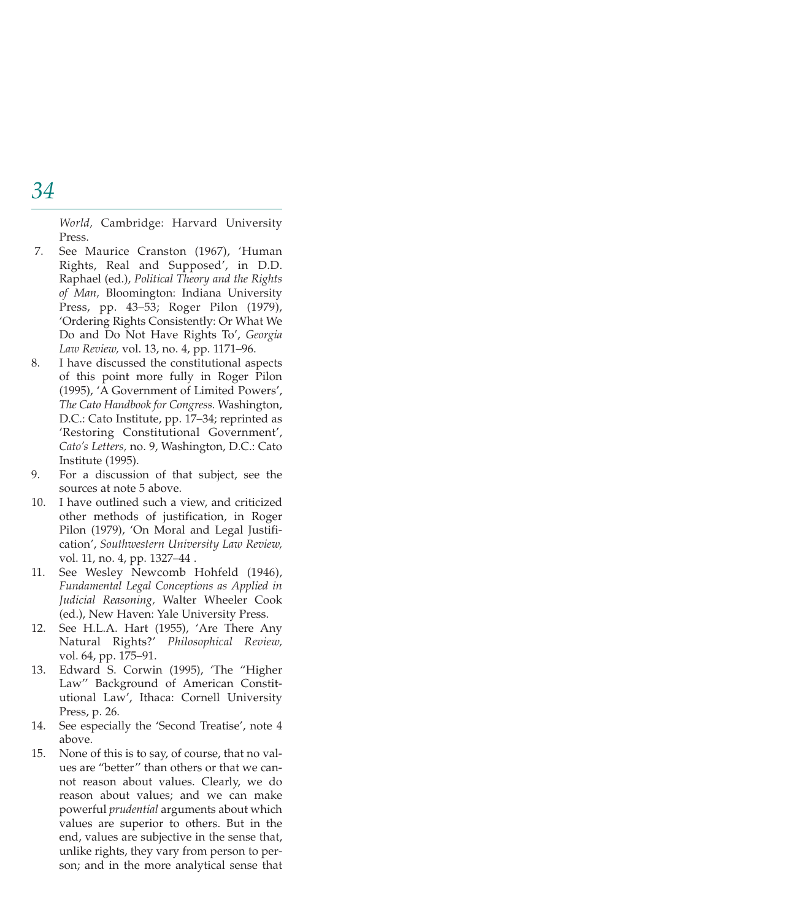*World,* Cambridge: Harvard University Press.

7. See Maurice Cranston (1967), 'Human Rights, Real and Supposed', in D.D. Raphael (ed.), *Political Theory and the Rights of Man,* Bloomington: Indiana University Press, pp. 43–53; Roger Pilon (1979), 'Ordering Rights Consistently: Or What We Do and Do Not Have Rights To', *Georgia Law Review,* vol. 13, no. 4, pp. 1171–96.
8. I have discussed the constitutional aspects of this point more fully in Roger Pilon (1995), 'A Government of Limited Powers', *The Cato Handbook for Congress.* Washington, D.C.: Cato Institute, pp. 17–34; reprinted as 'Restoring Constitutional Government', *Cato's Letters,* no. 9, Washington, D.C.: Cato Institute (1995).
9. For a discussion of that subject, see the sources at note 5 above.
10. I have outlined such a view, and criticized other methods of justification, in Roger Pilon (1979), 'On Moral and Legal Justification', *Southwestern University Law Review,* vol. 11, no. 4, pp. 1327–44 .
11. See Wesley Newcomb Hohfeld (1946), *Fundamental Legal Conceptions as Applied in Judicial Reasoning,* Walter Wheeler Cook (ed.), New Haven: Yale University Press.
12. See H.L.A. Hart (1955), 'Are There Any Natural Rights?' *Philosophical Review,* vol. 64, pp. 175–91.
13. Edward S. Corwin (1995), 'The "Higher Law" Background of American Constitutional Law', Ithaca: Cornell University Press, p. 26.
14. See especially the 'Second Treatise', note 4 above.
15. None of this is to say, of course, that no values are "better" than others or that we cannot reason about values. Clearly, we do reason about values; and we can make powerful *prudential* arguments about which values are superior to others. But in the end, values are subjective in the sense that, unlike rights, they vary from person to person; and in the more analytical sense that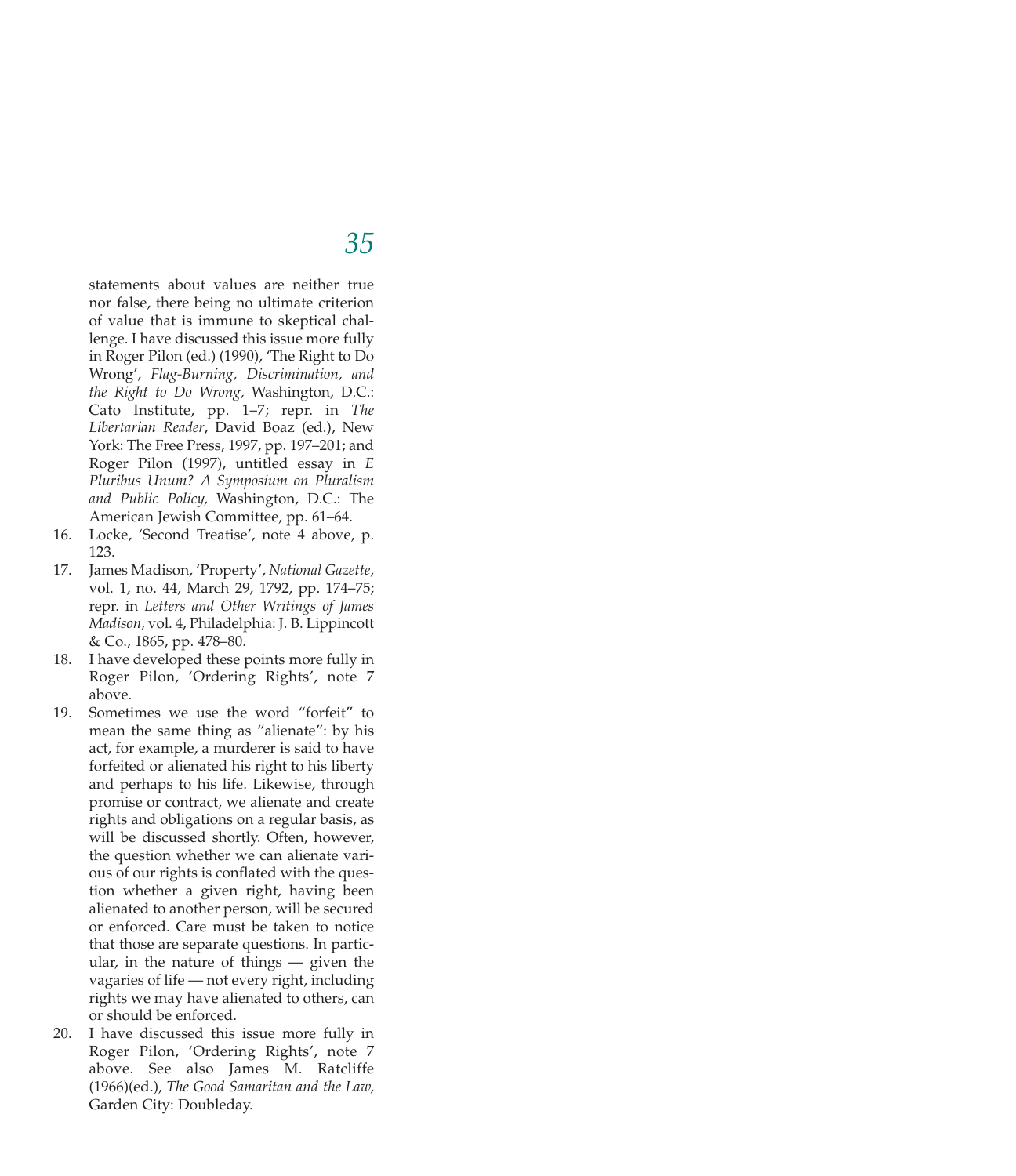statements about values are neither true nor false, there being no ultimate criterion of value that is immune to skeptical challenge. I have discussed this issue more fully in Roger Pilon (ed.) (1990), 'The Right to Do Wrong', *Flag-Burning, Discrimination, and the Right to Do Wrong,* Washington, D.C.: Cato Institute, pp. 1–7; repr. in *The Libertarian Reader*, David Boaz (ed.), New York: The Free Press, 1997, pp. 197–201; and Roger Pilon (1997), untitled essay in *E Pluribus Unum? A Symposium on Pluralism and Public Policy,* Washington, D.C.: The American Jewish Committee, pp. 61–64.

16. Locke, 'Second Treatise', note 4 above, p. 123.
17. James Madison, 'Property', *National Gazette,* vol. 1, no. 44, March 29, 1792, pp. 174–75; repr. in *Letters and Other Writings of James Madison,* vol. 4, Philadelphia: J. B. Lippincott & Co., 1865, pp. 478–80.
18. I have developed these points more fully in Roger Pilon, 'Ordering Rights', note 7 above.
19. Sometimes we use the word "forfeit" to mean the same thing as "alienate": by his act, for example, a murderer is said to have forfeited or alienated his right to his liberty and perhaps to his life. Likewise, through promise or contract, we alienate and create rights and obligations on a regular basis, as will be discussed shortly. Often, however, the question whether we can alienate various of our rights is conflated with the question whether a given right, having been alienated to another person, will be secured or enforced. Care must be taken to notice that those are separate questions. In particular, in the nature of things — given the vagaries of life — not every right, including rights we may have alienated to others, can or should be enforced.
20. I have discussed this issue more fully in Roger Pilon, 'Ordering Rights', note 7 above. See also James M. Ratcliffe (1966)(ed.), *The Good Samaritan and the Law,* Garden City: Doubleday.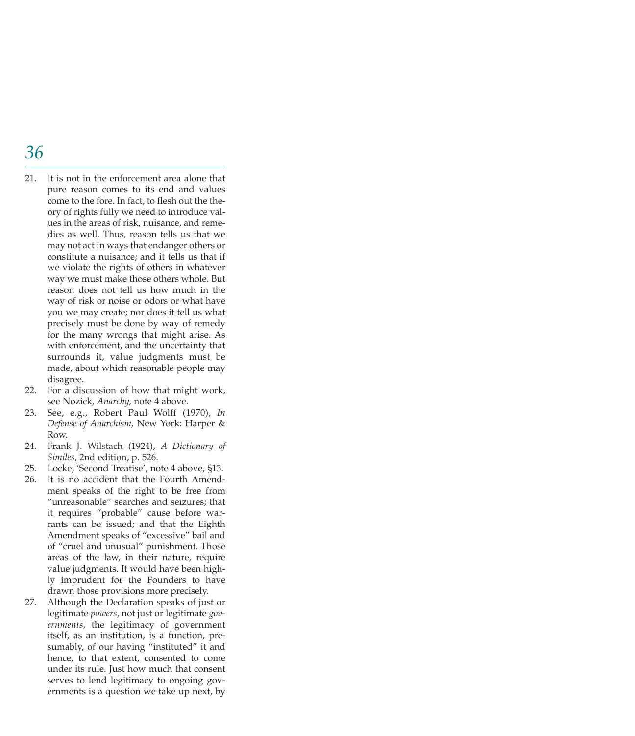21. It is not in the enforcement area alone that pure reason comes to its end and values come to the fore. In fact, to flesh out the theory of rights fully we need to introduce values in the areas of risk, nuisance, and remedies as well. Thus, reason tells us that we may not act in ways that endanger others or constitute a nuisance; and it tells us that if we violate the rights of others in whatever way we must make those others whole. But reason does not tell us how much in the way of risk or noise or odors or what have you we may create; nor does it tell us what precisely must be done by way of remedy for the many wrongs that might arise. As with enforcement, and the uncertainty that surrounds it, value judgments must be made, about which reasonable people may disagree.
22. For a discussion of how that might work, see Nozick, *Anarchy,* note 4 above.
23. See, e.g., Robert Paul Wolff (1970), *In Defense of Anarchism,* New York: Harper & Row.
24. Frank J. Wilstach (1924), *A Dictionary of Similes*, 2nd edition, p. 526.
25. Locke, 'Second Treatise', note 4 above, §13.
26. It is no accident that the Fourth Amendment speaks of the right to be free from "unreasonable" searches and seizures; that it requires "probable" cause before warrants can be issued; and that the Eighth Amendment speaks of "excessive" bail and of "cruel and unusual" punishment. Those areas of the law, in their nature, require value judgments. It would have been highly imprudent for the Founders to have drawn those provisions more precisely.
27. Although the Declaration speaks of just or legitimate *powers*, not just or legitimate *governments,* the legitimacy of government itself, as an institution, is a function, presumably, of our having "instituted" it and hence, to that extent, consented to come under its rule. Just how much that consent serves to lend legitimacy to ongoing governments is a question we take up next, by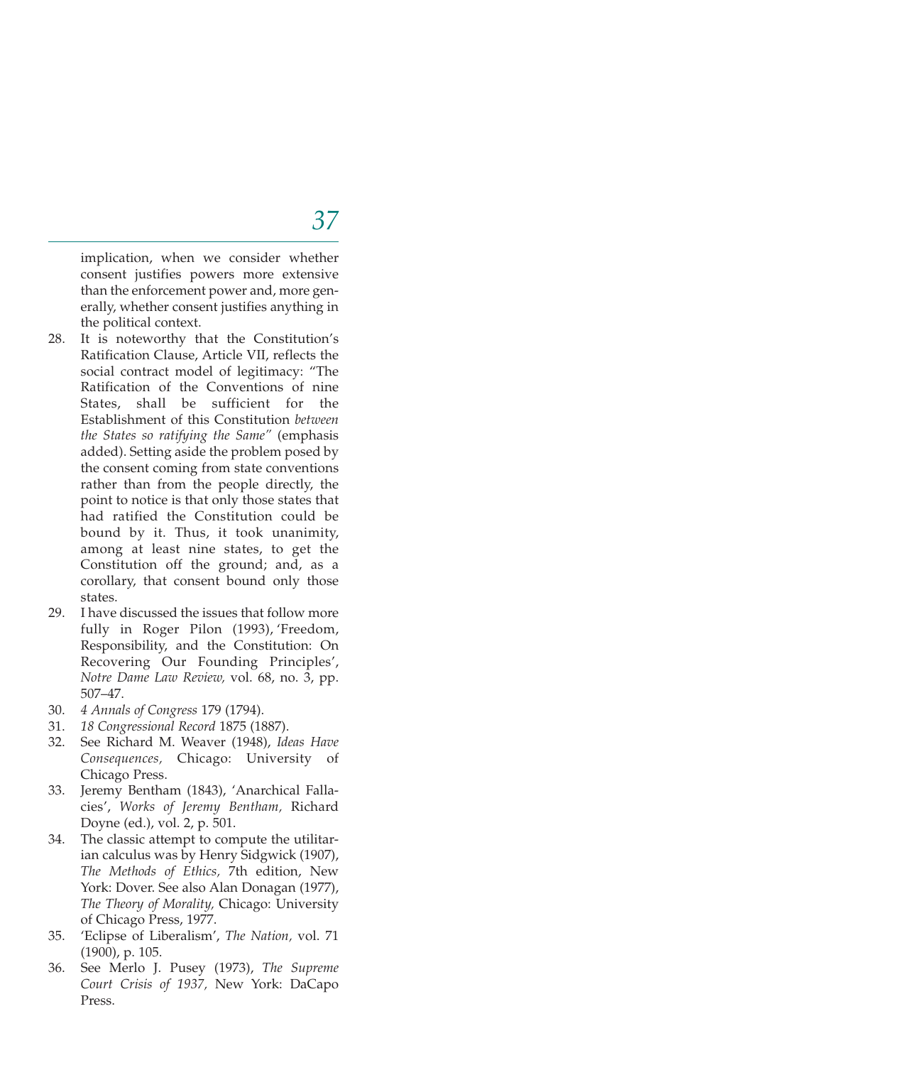implication, when we consider whether consent justifies powers more extensive than the enforcement power and, more generally, whether consent justifies anything in the political context.

28. It is noteworthy that the Constitution's Ratification Clause, Article VII, reflects the social contract model of legitimacy: "The Ratification of the Conventions of nine States, shall be sufficient for the Establishment of this Constitution *between the States so ratifying the Same"* (emphasis added). Setting aside the problem posed by the consent coming from state conventions rather than from the people directly, the point to notice is that only those states that had ratified the Constitution could be bound by it. Thus, it took unanimity, among at least nine states, to get the Constitution off the ground; and, as a corollary, that consent bound only those states.
29. I have discussed the issues that follow more fully in Roger Pilon (1993), 'Freedom, Responsibility, and the Constitution: On Recovering Our Founding Principles', *Notre Dame Law Review,* vol. 68, no. 3, pp. 507–47.
30. *4 Annals of Congress* 179 (1794).
31. *18 Congressional Record* 1875 (1887).
32. See Richard M. Weaver (1948), *Ideas Have Consequences,* Chicago: University of Chicago Press.
33. Jeremy Bentham (1843), 'Anarchical Fallacies', *Works of Jeremy Bentham,* Richard Doyne (ed.), vol. 2, p. 501.
34. The classic attempt to compute the utilitarian calculus was by Henry Sidgwick (1907), *The Methods of Ethics,* 7th edition, New York: Dover. See also Alan Donagan (1977), *The Theory of Morality,* Chicago: University of Chicago Press, 1977.
35. 'Eclipse of Liberalism', *The Nation,* vol. 71 (1900), p. 105.
36. See Merlo J. Pusey (1973), *The Supreme Court Crisis of 1937,* New York: DaCapo Press.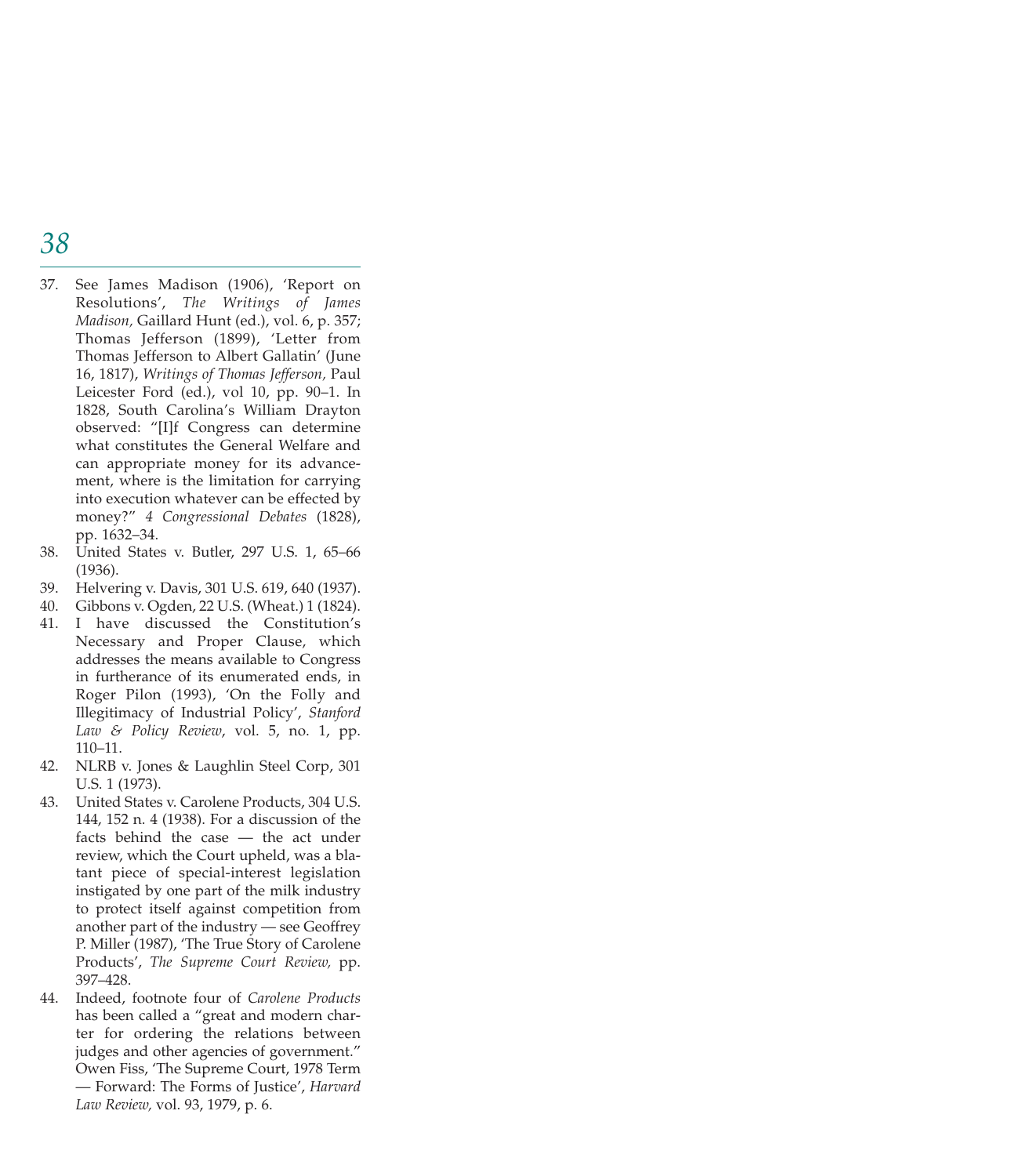37. See James Madison (1906), 'Report on Resolutions', *The Writings of James Madison,* Gaillard Hunt (ed.), vol. 6, p. 357; Thomas Jefferson (1899), 'Letter from Thomas Jefferson to Albert Gallatin' (June 16, 1817), *Writings of Thomas Jefferson,* Paul Leicester Ford (ed.), vol 10, pp. 90–1. In 1828, South Carolina's William Drayton observed: "[I]f Congress can determine what constitutes the General Welfare and can appropriate money for its advancement, where is the limitation for carrying into execution whatever can be effected by money?" *4 Congressional Debates* (1828), pp. 1632–34.
38. United States v. Butler, 297 U.S. 1, 65–66 (1936).
39. Helvering v. Davis, 301 U.S. 619, 640 (1937).
40. Gibbons v. Ogden, 22 U.S. (Wheat.) 1 (1824).
41. I have discussed the Constitution's Necessary and Proper Clause, which addresses the means available to Congress in furtherance of its enumerated ends, in Roger Pilon (1993), 'On the Folly and Illegitimacy of Industrial Policy', *Stanford Law & Policy Review*, vol. 5, no. 1, pp. 110–11.
42. NLRB v. Jones & Laughlin Steel Corp, 301 U.S. 1 (1973).
43. United States v. Carolene Products, 304 U.S. 144, 152 n. 4 (1938). For a discussion of the facts behind the case — the act under review, which the Court upheld, was a blatant piece of special-interest legislation instigated by one part of the milk industry to protect itself against competition from another part of the industry — see Geoffrey P. Miller (1987), 'The True Story of Carolene Products', *The Supreme Court Review,* pp. 397–428.
44. Indeed, footnote four of *Carolene Products* has been called a "great and modern charter for ordering the relations between judges and other agencies of government." Owen Fiss, 'The Supreme Court, 1978 Term — Forward: The Forms of Justice', *Harvard Law Review,* vol. 93, 1979, p. 6.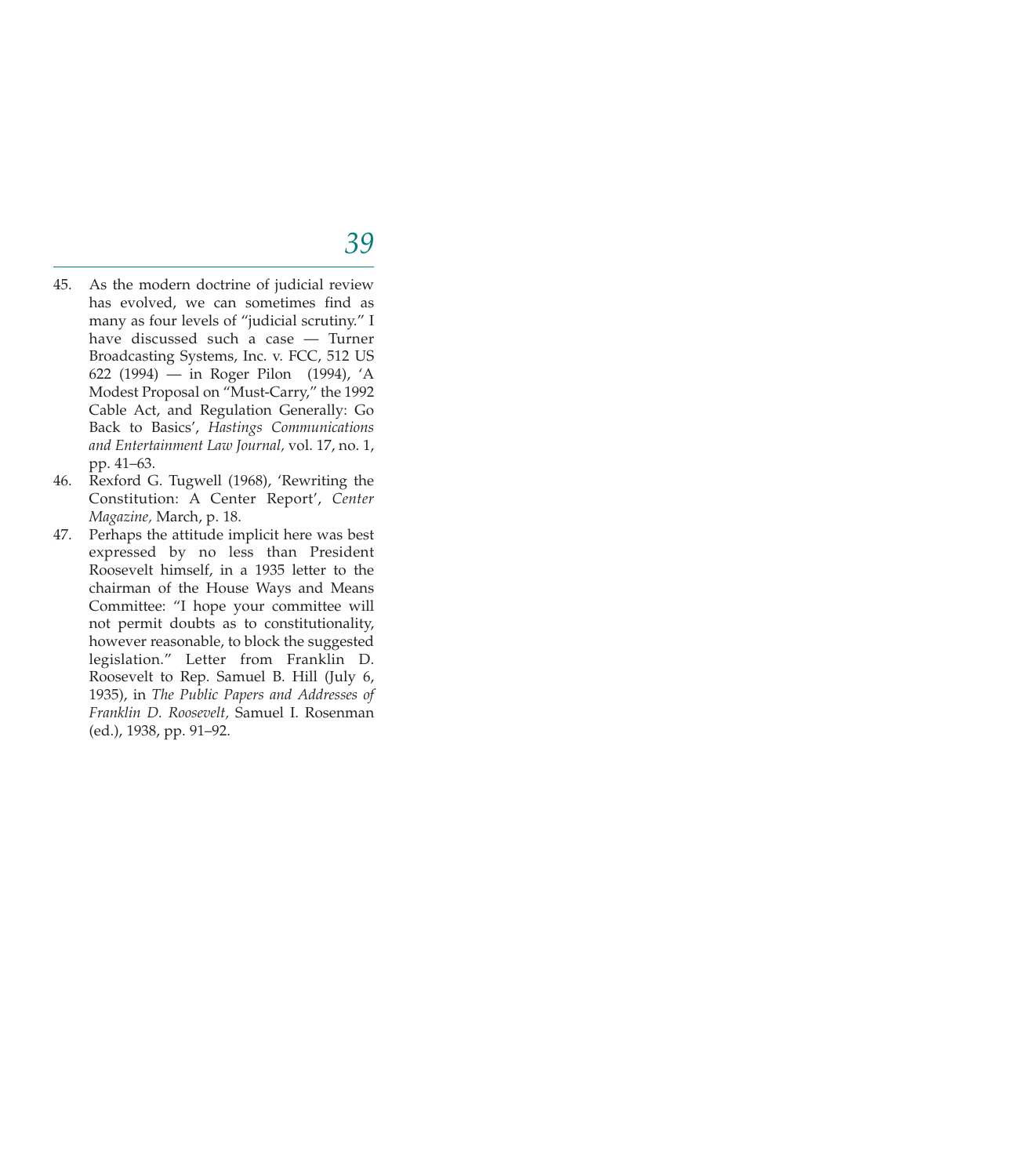45. As the modern doctrine of judicial review has evolved, we can sometimes find as many as four levels of "judicial scrutiny." I have discussed such a case — Turner Broadcasting Systems, Inc. v. FCC, 512 US 622 (1994) — in Roger Pilon (1994), 'A Modest Proposal on "Must-Carry," the 1992 Cable Act, and Regulation Generally: Go Back to Basics', *Hastings Communications and Entertainment Law Journal,* vol. 17, no. 1, pp. 41–63.
46. Rexford G. Tugwell (1968), 'Rewriting the Constitution: A Center Report', *Center Magazine,* March, p. 18.
47. Perhaps the attitude implicit here was best expressed by no less than President Roosevelt himself, in a 1935 letter to the chairman of the House Ways and Means Committee: "I hope your committee will not permit doubts as to constitutionality, however reasonable, to block the suggested legislation." Letter from Franklin D. Roosevelt to Rep. Samuel B. Hill (July 6, 1935), in *The Public Papers and Addresses of Franklin D. Roosevelt,* Samuel I. Rosenman (ed.), 1938, pp. 91–92.